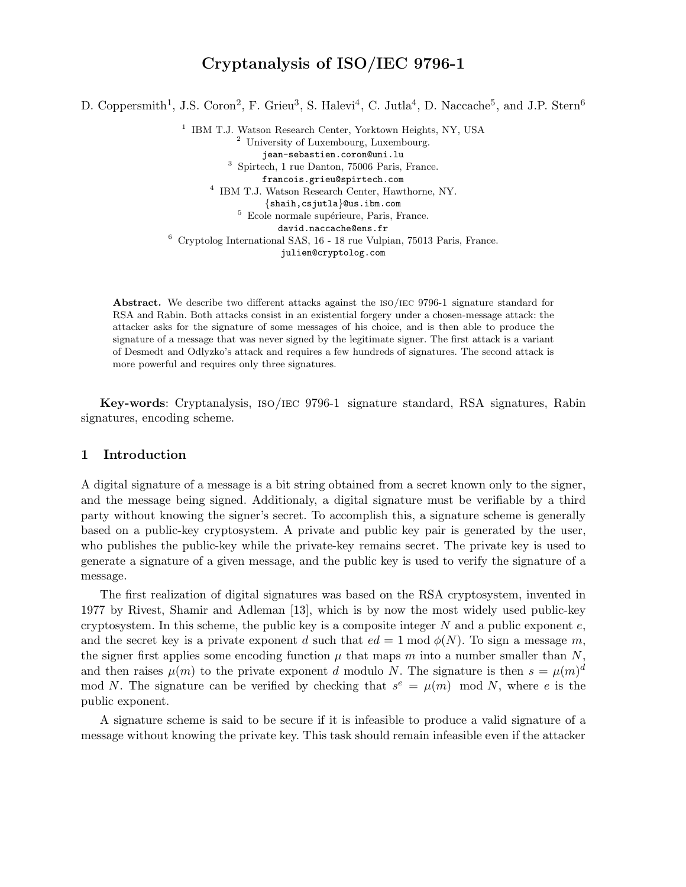# Cryptanalysis of ISO/IEC 9796-1

D. Coppersmith[1], J.S. Coron[2], F. Grieu[3], S. Halevi[4], C. Jutla[4], D. Naccache[5], and J.P. Stern[6]

[1] IBM T.J. Watson Research Center, Yorktown Heights, NY, USA

[2] University of Luxembourg, Luxembourg.
jean-sebastien.coron@uni.lu

[3] Spirtech, 1 rue Danton, 75006 Paris, France.
francois.grieu@spirtech.com

[4] IBM T.J. Watson Research Center, Hawthorne, NY.
{shaih,csjutla}@us.ibm.com

[5] Ecole normale supérieure, Paris, France.
david.naccache@ens.fr

[6] Cryptolog International SAS, 16 - 18 rue Vulpian, 75013 Paris, France.
julien@cryptolog.com

**Abstract.** We describe two different attacks against the ISO/IEC 9796-1 signature standard for RSA and Rabin. Both attacks consist in an existential forgery under a chosen-message attack: the attacker asks for the signature of some messages of his choice, and is then able to produce the signature of a message that was never signed by the legitimate signer. The first attack is a variant of Desmedt and Odlyzko's attack and requires a few hundreds of signatures. The second attack is more powerful and requires only three signatures.

**Key-words**: Cryptanalysis, ISO/IEC 9796-1 signature standard, RSA signatures, Rabin signatures, encoding scheme.

## 1 Introduction

A digital signature of a message is a bit string obtained from a secret known only to the signer, and the message being signed. Additionaly, a digital signature must be verifiable by a third party without knowing the signer's secret. To accomplish this, a signature scheme is generally based on a public-key cryptosystem. A private and public key pair is generated by the user, who publishes the public-key while the private-key remains secret. The private key is used to generate a signature of a given message, and the public key is used to verify the signature of a message.

The first realization of digital signatures was based on the RSA cryptosystem, invented in 1977 by Rivest, Shamir and Adleman [13], which is by now the most widely used public-key cryptosystem. In this scheme, the public key is a composite integer $N$ and a public exponent $e$, and the secret key is a private exponent $d$ such that $ed = 1 \bmod \phi(N)$. To sign a message $m$, the signer first applies some encoding function $\mu$ that maps $m$ into a number smaller than $N$, and then raises $\mu(m)$ to the private exponent $d$ modulo $N$. The signature is then $s = \mu(m)^d \bmod N$. The signature can be verified by checking that $s^e = \mu(m) \mod N$, where $e$ is the public exponent.

A signature scheme is said to be secure if it is infeasible to produce a valid signature of a message without knowing the private key. This task should remain infeasible even if the attacker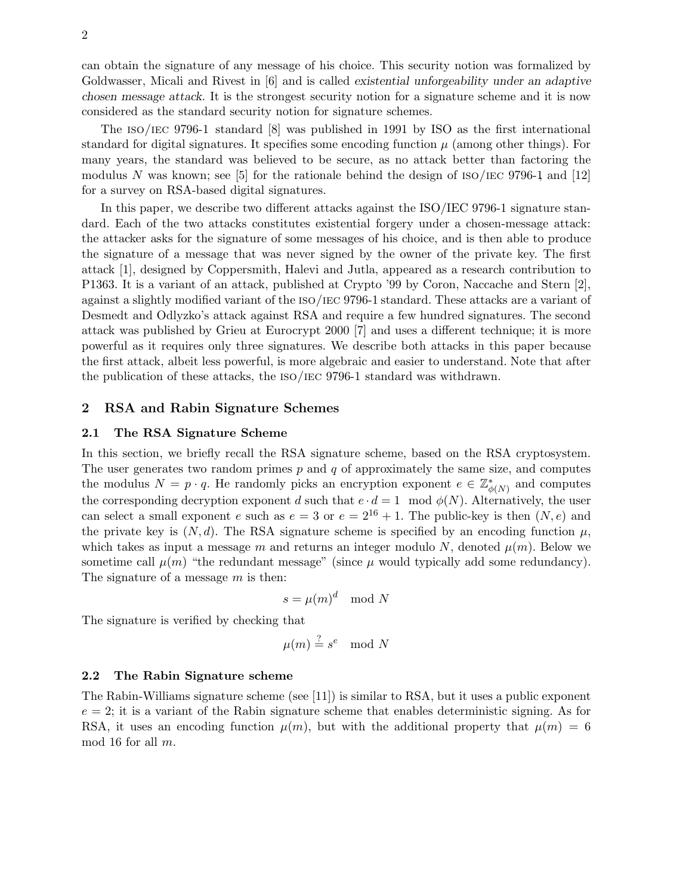can obtain the signature of any message of his choice. This security notion was formalized by Goldwasser, Micali and Rivest in [6] and is called *existential unforgeability under an adaptive chosen message attack*. It is the strongest security notion for a signature scheme and it is now considered as the standard security notion for signature schemes.

The ISO/IEC 9796-1 standard [8] was published in 1991 by ISO as the first international standard for digital signatures. It specifies some encoding function $\mu$ (among other things). For many years, the standard was believed to be secure, as no attack better than factoring the modulus $N$ was known; see [5] for the rationale behind the design of ISO/IEC 9796-1 and [12] for a survey on RSA-based digital signatures.

In this paper, we describe two different attacks against the ISO/IEC 9796-1 signature standard. Each of the two attacks constitutes existential forgery under a chosen-message attack: the attacker asks for the signature of some messages of his choice, and is then able to produce the signature of a message that was never signed by the owner of the private key. The first attack [1], designed by Coppersmith, Halevi and Jutla, appeared as a research contribution to P1363. It is a variant of an attack, published at Crypto '99 by Coron, Naccache and Stern [2], against a slightly modified variant of the ISO/IEC 9796-1 standard. These attacks are a variant of Desmedt and Odlyzko's attack against RSA and require a few hundred signatures. The second attack was published by Grieu at Eurocrypt 2000 [7] and uses a different technique; it is more powerful as it requires only three signatures. We describe both attacks in this paper because the first attack, albeit less powerful, is more algebraic and easier to understand. Note that after the publication of these attacks, the ISO/IEC 9796-1 standard was withdrawn.

## 2 RSA and Rabin Signature Schemes

### 2.1 The RSA Signature Scheme

In this section, we briefly recall the RSA signature scheme, based on the RSA cryptosystem. The user generates two random primes $p$ and $q$ of approximately the same size, and computes the modulus $N = p \cdot q$. He randomly picks an encryption exponent $e \in \mathbb{Z}^*_{\phi(N)}$ and computes the corresponding decryption exponent $d$ such that $e \cdot d = 1 \mod \phi(N)$. Alternatively, the user can select a small exponent $e$ such as $e = 3$ or $e = 2^{16} + 1$. The public-key is then $(N, e)$ and the private key is $(N, d)$. The RSA signature scheme is specified by an encoding function $\mu$, which takes as input a message $m$ and returns an integer modulo $N$, denoted $\mu(m)$. Below we sometime call $\mu(m)$ "the redundant message" (since $\mu$ would typically add some redundancy). The signature of a message $m$ is then:

$$s = \mu(m)^d \mod N$$

The signature is verified by checking that

$$\mu(m) \stackrel{?}{=} s^e \mod N$$

### 2.2 The Rabin Signature scheme

The Rabin-Williams signature scheme (see [11]) is similar to RSA, but it uses a public exponent $e = 2$; it is a variant of the Rabin signature scheme that enables deterministic signing. As for RSA, it uses an encoding function $\mu(m)$, but with the additional property that $\mu(m) = 6 \mod 16$ for all $m$.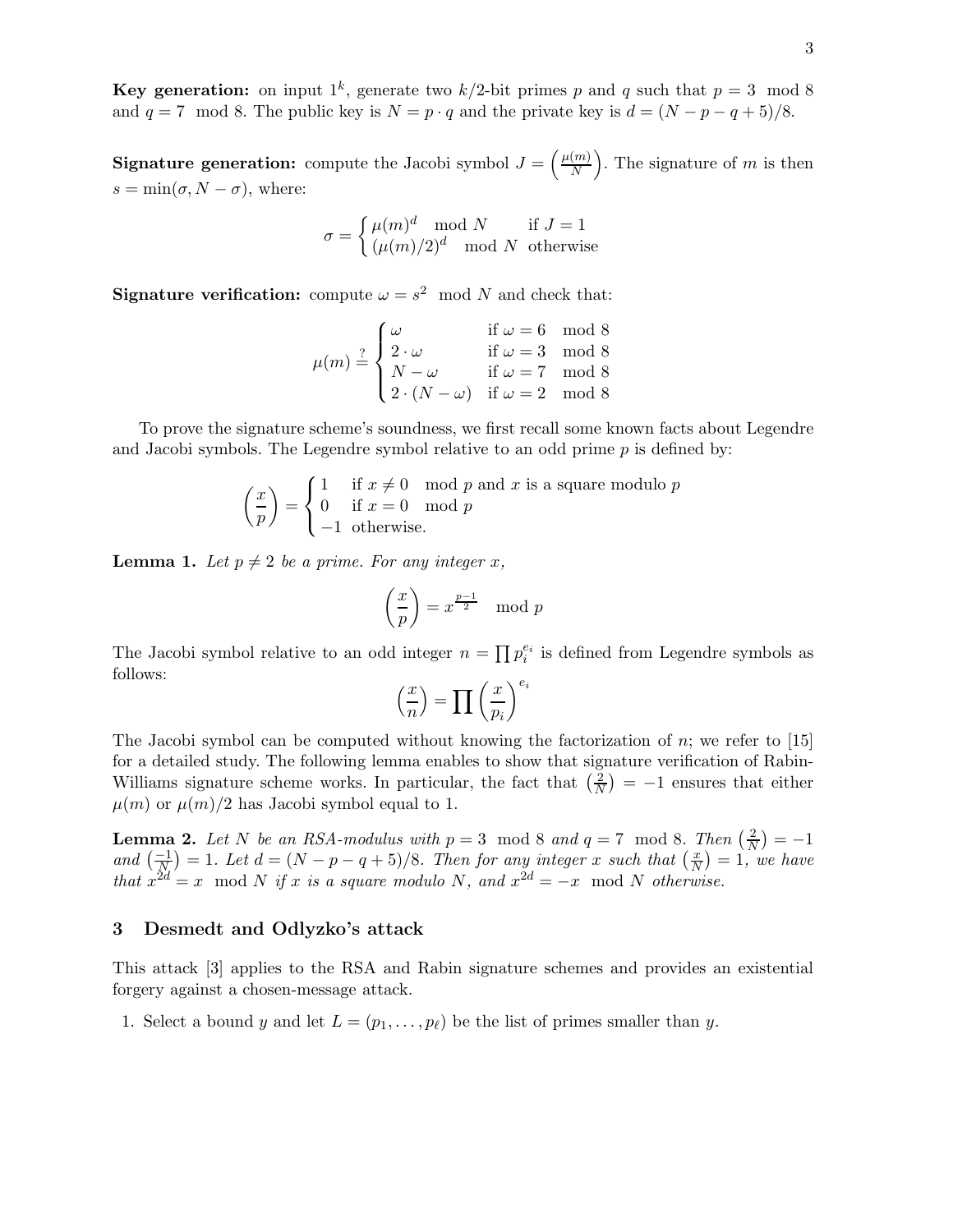**Key generation:** on input $1^k$, generate two $k/2$-bit primes $p$ and $q$ such that $p = 3 \mod 8$ and $q = 7 \mod 8$. The public key is $N = p \cdot q$ and the private key is $d = (N - p - q + 5)/8$.

**Signature generation:** compute the Jacobi symbol $J = \left(\frac{\mu(m)}{N}\right)$. The signature of $m$ is then $s = \min(\sigma, N - \sigma)$, where:

$$\sigma = \begin{cases} \mu(m)^d \mod N & \text{if } J = 1 \\ (\mu(m)/2)^d \mod N & \text{otherwise} \end{cases}$$

**Signature verification:** compute $\omega = s^2 \mod N$ and check that:

$$\mu(m) \stackrel{?}{=} \begin{cases} \omega & \text{if } \omega = 6 \mod 8 \\ 2 \cdot \omega & \text{if } \omega = 3 \mod 8 \\ N - \omega & \text{if } \omega = 7 \mod 8 \\ 2 \cdot (N - \omega) & \text{if } \omega = 2 \mod 8 \end{cases}$$

To prove the signature scheme's soundness, we first recall some known facts about Legendre and Jacobi symbols. The Legendre symbol relative to an odd prime $p$ is defined by:

$$\left(\frac{x}{p}\right) = \begin{cases} 1 & \text{if } x \neq 0 \mod p \text{ and } x \text{ is a square modulo } p \\ 0 & \text{if } x = 0 \mod p \\ -1 & \text{otherwise.} \end{cases}$$

**Lemma 1.** *Let $p \neq 2$ be a prime. For any integer $x$,*

$$\left(\frac{x}{p}\right) = x^{\frac{p-1}{2}} \mod p$$

The Jacobi symbol relative to an odd integer $n = \prod p_i^{e_i}$ is defined from Legendre symbols as follows:

$$\left(\frac{x}{n}\right) = \prod \left(\frac{x}{p_i}\right)^{e_i}$$

The Jacobi symbol can be computed without knowing the factorization of $n$; we refer to [15] for a detailed study. The following lemma enables to show that signature verification of Rabin-Williams signature scheme works. In particular, the fact that $\left(\frac{2}{N}\right) = -1$ ensures that either $\mu(m)$ or $\mu(m)/2$ has Jacobi symbol equal to 1.

**Lemma 2.** *Let $N$ be an RSA-modulus with $p = 3 \mod 8$ and $q = 7 \mod 8$. Then $\left(\frac{2}{N}\right) = -1$ and $\left(\frac{-1}{N}\right) = 1$. Let $d = (N - p - q + 5)/8$. Then for any integer $x$ such that $\left(\frac{x}{N}\right) = 1$, we have that $x^{2d} = x \mod N$ if $x$ is a square modulo $N$, and $x^{2d} = -x \mod N$ otherwise.*

## 3 Desmedt and Odlyzko's attack

This attack [3] applies to the RSA and Rabin signature schemes and provides an existential forgery against a chosen-message attack.

1. Select a bound $y$ and let $L = (p_1, \ldots, p_\ell)$ be the list of primes smaller than $y$.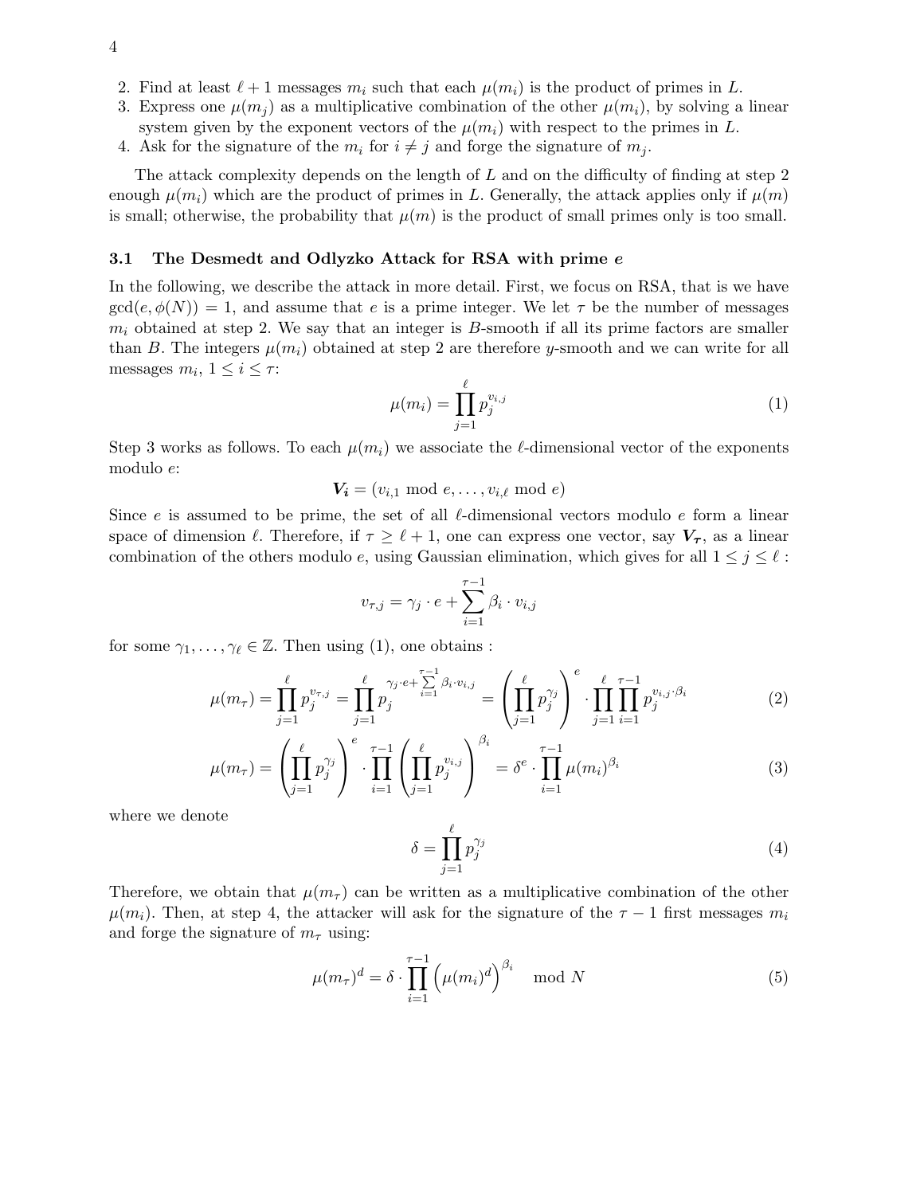2. Find at least $\ell + 1$ messages $m_i$ such that each $\mu(m_i)$ is the product of primes in $L$.
3. Express one $\mu(m_j)$ as a multiplicative combination of the other $\mu(m_i)$, by solving a linear system given by the exponent vectors of the $\mu(m_i)$ with respect to the primes in $L$.
4. Ask for the signature of the $m_i$ for $i \neq j$ and forge the signature of $m_j$.

The attack complexity depends on the length of $L$ and on the difficulty of finding at step 2 enough $\mu(m_i)$ which are the product of primes in $L$. Generally, the attack applies only if $\mu(m)$ is small; otherwise, the probability that $\mu(m)$ is the product of small primes only is too small.

### 3.1 The Desmedt and Odlyzko Attack for RSA with prime $e$

In the following, we describe the attack in more detail. First, we focus on RSA, that is we have $\gcd(e, \phi(N)) = 1$, and assume that $e$ is a prime integer. We let $\tau$ be the number of messages $m_i$ obtained at step 2. We say that an integer is $B$-smooth if all its prime factors are smaller than $B$. The integers $\mu(m_i)$ obtained at step 2 are therefore $y$-smooth and we can write for all messages $m_i$, $1 \leq i \leq \tau$:

$$\mu(m_i) = \prod_{j=1}^{\ell} p_j^{v_{i,j}} \tag{1}$$

Step 3 works as follows. To each $\mu(m_i)$ we associate the $\ell$-dimensional vector of the exponents modulo $e$:

$$\boldsymbol{V_i} = (v_{i,1} \bmod e, \ldots, v_{i,\ell} \bmod e)$$

Since $e$ is assumed to be prime, the set of all $\ell$-dimensional vectors modulo $e$ form a linear space of dimension $\ell$. Therefore, if $\tau \geq \ell + 1$, one can express one vector, say $\boldsymbol{V_\tau}$, as a linear combination of the others modulo $e$, using Gaussian elimination, which gives for all $1 \leq j \leq \ell$ :

$$v_{\tau,j} = \gamma_j \cdot e + \sum_{i=1}^{\tau-1} \beta_i \cdot v_{i,j}$$

for some $\gamma_1, \ldots, \gamma_\ell \in \mathbb{Z}$. Then using (1), one obtains :

$$\mu(m_\tau) = \prod_{j=1}^{\ell} p_j^{v_{\tau,j}} = \prod_{j=1}^{\ell} p_j^{\gamma_j \cdot e + \sum\limits_{i=1}^{\tau-1} \beta_i \cdot v_{i,j}} = \left(\prod_{j=1}^{\ell} p_j^{\gamma_j}\right)^e \cdot \prod_{j=1}^{\ell} \prod_{i=1}^{\tau-1} p_j^{v_{i,j} \cdot \beta_i} \tag{2}$$

$$\mu(m_\tau) = \left(\prod_{j=1}^{\ell} p_j^{\gamma_j}\right)^e \cdot \prod_{i=1}^{\tau-1} \left(\prod_{j=1}^{\ell} p_j^{v_{i,j}}\right)^{\beta_i} = \delta^e \cdot \prod_{i=1}^{\tau-1} \mu(m_i)^{\beta_i} \tag{3}$$

where we denote

$$\delta = \prod_{j=1}^{\ell} p_j^{\gamma_j} \tag{4}$$

Therefore, we obtain that $\mu(m_\tau)$ can be written as a multiplicative combination of the other $\mu(m_i)$. Then, at step 4, the attacker will ask for the signature of the $\tau - 1$ first messages $m_i$ and forge the signature of $m_\tau$ using:

$$\mu(m_\tau)^d = \delta \cdot \prod_{i=1}^{\tau-1} \left(\mu(m_i)^d\right)^{\beta_i} \mod N \tag{5}$$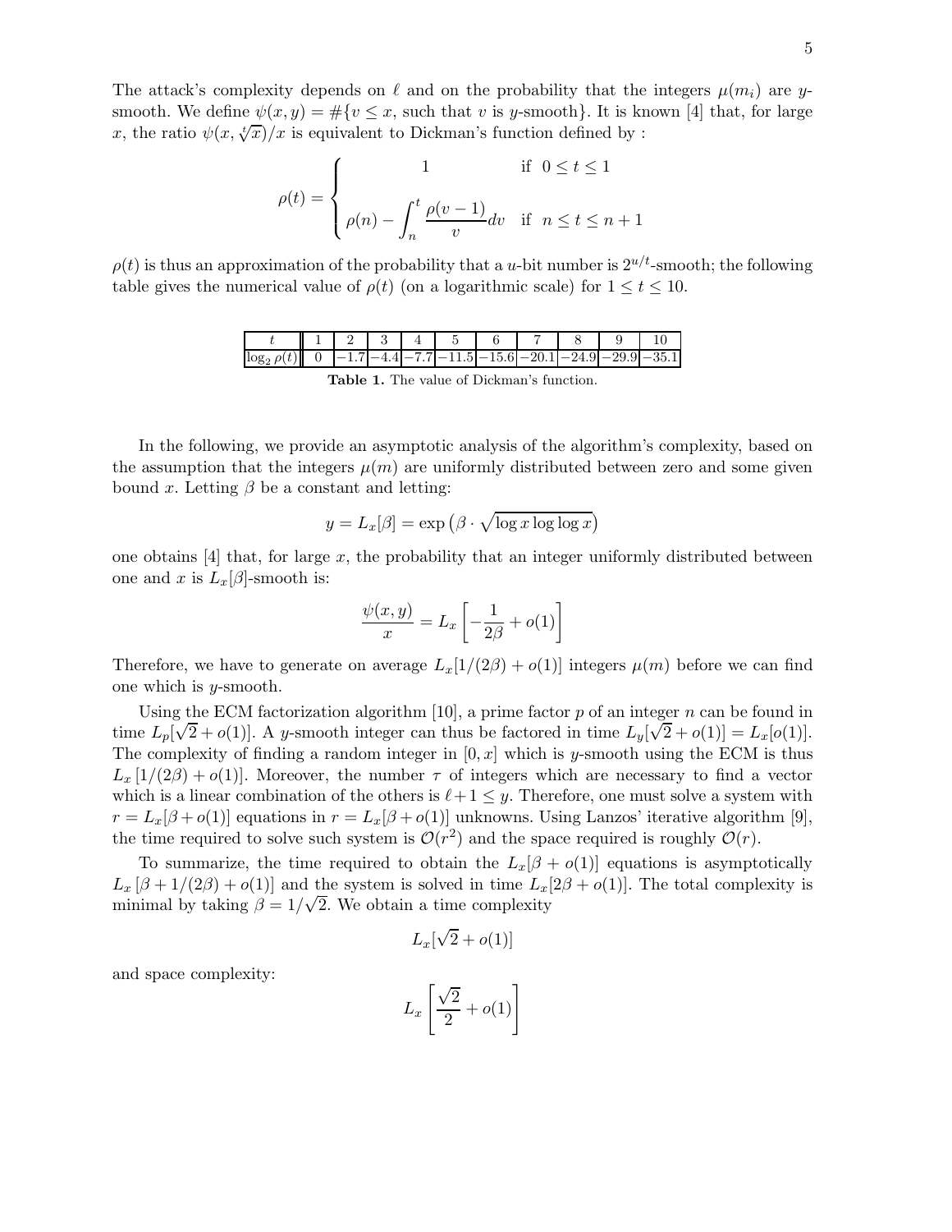The attack's complexity depends on $\ell$ and on the probability that the integers $\mu(m_i)$ are $y$-smooth. We define $\psi(x, y) = \#\{v \le x$, such that $v$ is $y$-smooth$\}$. It is known [4] that, for large $x$, the ratio $\psi(x, \sqrt[t]{x})/x$ is equivalent to Dickman's function defined by :

$$\rho(t) = \begin{cases} 1 & \text{if } 0 \le t \le 1 \\ \rho(n) - \displaystyle\int_n^t \frac{\rho(v-1)}{v} dv & \text{if } n \le t \le n+1 \end{cases}$$

$\rho(t)$ is thus an approximation of the probability that a $u$-bit number is $2^{u/t}$-smooth; the following table gives the numerical value of $\rho(t)$ (on a logarithmic scale) for $1 \le t \le 10$.

| $t$ | 1 | 2 | 3 | 4 | 5 | 6 | 7 | 8 | 9 | 10 |
|---|---|---|---|---|---|---|---|---|---|---|
| $\log_2 \rho(t)$ | 0 | $-1.7$ | $-4.4$ | $-7.7$ | $-11.5$ | $-15.6$ | $-20.1$ | $-24.9$ | $-29.9$ | $-35.1$ |

**Table 1.** The value of Dickman's function.

In the following, we provide an asymptotic analysis of the algorithm's complexity, based on the assumption that the integers $\mu(m)$ are uniformly distributed between zero and some given bound $x$. Letting $\beta$ be a constant and letting:

$$y = L_x[\beta] = \exp\left(\beta \cdot \sqrt{\log x \log \log x}\right)$$

one obtains [4] that, for large $x$, the probability that an integer uniformly distributed between one and $x$ is $L_x[\beta]$-smooth is:

$$\frac{\psi(x, y)}{x} = L_x\left[-\frac{1}{2\beta} + o(1)\right]$$

Therefore, we have to generate on average $L_x[1/(2\beta) + o(1)]$ integers $\mu(m)$ before we can find one which is $y$-smooth.

Using the ECM factorization algorithm [10], a prime factor $p$ of an integer $n$ can be found in time $L_p[\sqrt{2} + o(1)]$. A $y$-smooth integer can thus be factored in time $L_y[\sqrt{2} + o(1)] = L_x[o(1)]$. The complexity of finding a random integer in $[0, x]$ which is $y$-smooth using the ECM is thus $L_x[1/(2\beta) + o(1)]$. Moreover, the number $\tau$ of integers which are necessary to find a vector which is a linear combination of the others is $\ell + 1 \le y$. Therefore, one must solve a system with $r = L_x[\beta + o(1)]$ equations in $r = L_x[\beta + o(1)]$ unknowns. Using Lanzos' iterative algorithm [9], the time required to solve such system is $\mathcal{O}(r^2)$ and the space required is roughly $\mathcal{O}(r)$.

To summarize, the time required to obtain the $L_x[\beta + o(1)]$ equations is asymptotically $L_x[\beta + 1/(2\beta) + o(1)]$ and the system is solved in time $L_x[2\beta + o(1)]$. The total complexity is minimal by taking $\beta = 1/\sqrt{2}$. We obtain a time complexity

$$L_x[\sqrt{2} + o(1)]$$

and space complexity:

$$L_x\left[\frac{\sqrt{2}}{2} + o(1)\right]$$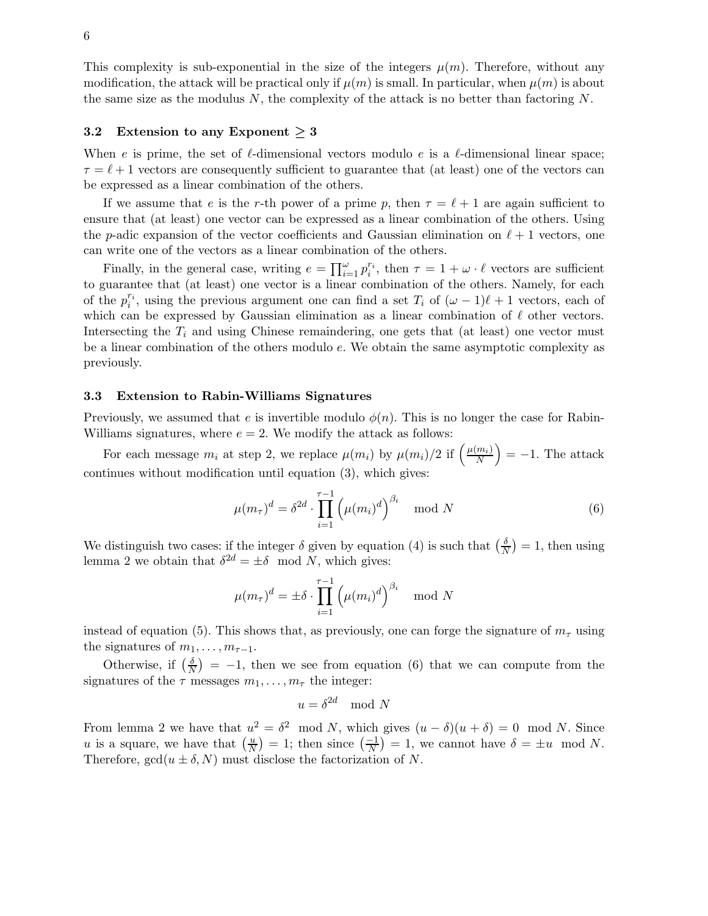This complexity is sub-exponential in the size of the integers $\mu(m)$. Therefore, without any modification, the attack will be practical only if $\mu(m)$ is small. In particular, when $\mu(m)$ is about the same size as the modulus $N$, the complexity of the attack is no better than factoring $N$.

### 3.2 Extension to any Exponent $\geq 3$

When $e$ is prime, the set of $\ell$-dimensional vectors modulo $e$ is a $\ell$-dimensional linear space; $\tau = \ell + 1$ vectors are consequently sufficient to guarantee that (at least) one of the vectors can be expressed as a linear combination of the others.

If we assume that $e$ is the $r$-th power of a prime $p$, then $\tau = \ell + 1$ are again sufficient to ensure that (at least) one vector can be expressed as a linear combination of the others. Using the $p$-adic expansion of the vector coefficients and Gaussian elimination on $\ell + 1$ vectors, one can write one of the vectors as a linear combination of the others.

Finally, in the general case, writing $e = \prod_{i=1}^{\omega} p_i^{r_i}$, then $\tau = 1 + \omega \cdot \ell$ vectors are sufficient to guarantee that (at least) one vector is a linear combination of the others. Namely, for each of the $p_i^{r_i}$, using the previous argument one can find a set $T_i$ of $(\omega - 1)\ell + 1$ vectors, each of which can be expressed by Gaussian elimination as a linear combination of $\ell$ other vectors. Intersecting the $T_i$ and using Chinese remaindering, one gets that (at least) one vector must be a linear combination of the others modulo $e$. We obtain the same asymptotic complexity as previously.

### 3.3 Extension to Rabin-Williams Signatures

Previously, we assumed that $e$ is invertible modulo $\phi(n)$. This is no longer the case for Rabin-Williams signatures, where $e = 2$. We modify the attack as follows:

For each message $m_i$ at step 2, we replace $\mu(m_i)$ by $\mu(m_i)/2$ if $\left(\frac{\mu(m_i)}{N}\right) = -1$. The attack continues without modification until equation (3), which gives:

$$\mu(m_\tau)^d = \delta^{2d} \cdot \prod_{i=1}^{\tau-1} \left(\mu(m_i)^d\right)^{\beta_i} \mod N \tag{6}$$

We distinguish two cases: if the integer $\delta$ given by equation (4) is such that $\left(\frac{\delta}{N}\right) = 1$, then using lemma 2 we obtain that $\delta^{2d} = \pm\delta \mod N$, which gives:

$$\mu(m_\tau)^d = \pm\delta \cdot \prod_{i=1}^{\tau-1} \left(\mu(m_i)^d\right)^{\beta_i} \mod N$$

instead of equation (5). This shows that, as previously, one can forge the signature of $m_\tau$ using the signatures of $m_1, \ldots, m_{\tau-1}$.

Otherwise, if $\left(\frac{\delta}{N}\right) = -1$, then we see from equation (6) that we can compute from the signatures of the $\tau$ messages $m_1, \ldots, m_\tau$ the integer:

$$u = \delta^{2d} \mod N$$

From lemma 2 we have that $u^2 = \delta^2 \mod N$, which gives $(u - \delta)(u + \delta) = 0 \mod N$. Since $u$ is a square, we have that $\left(\frac{u}{N}\right) = 1$; then since $\left(\frac{-1}{N}\right) = 1$, we cannot have $\delta = \pm u \mod N$. Therefore, $\gcd(u \pm \delta, N)$ must disclose the factorization of $N$.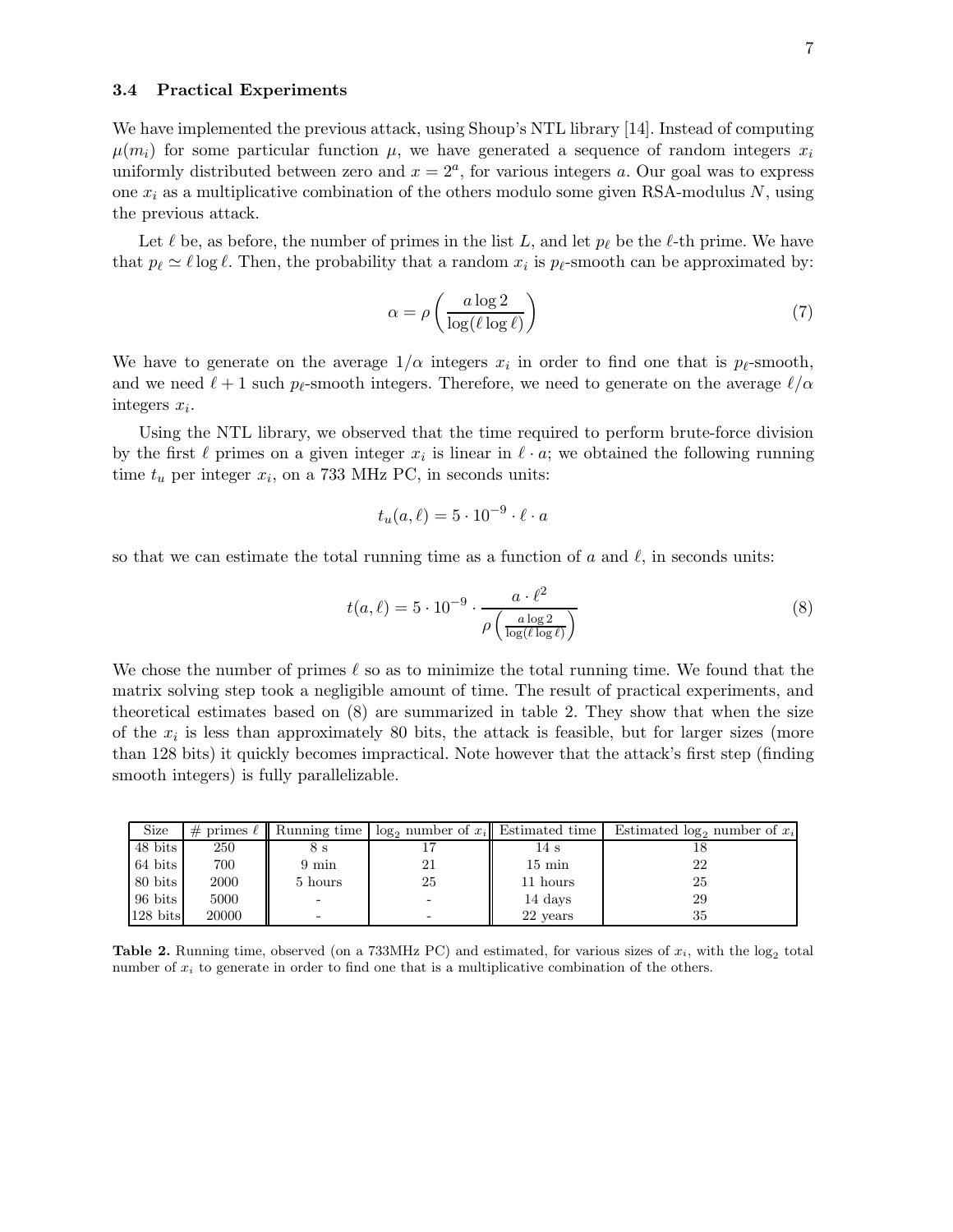### 3.4 Practical Experiments

We have implemented the previous attack, using Shoup's NTL library [14]. Instead of computing $\mu(m_i)$ for some particular function $\mu$, we have generated a sequence of random integers $x_i$ uniformly distributed between zero and $x = 2^a$, for various integers $a$. Our goal was to express one $x_i$ as a multiplicative combination of the others modulo some given RSA-modulus $N$, using the previous attack.

Let $\ell$ be, as before, the number of primes in the list $L$, and let $p_\ell$ be the $\ell$-th prime. We have that $p_\ell \simeq \ell \log \ell$. Then, the probability that a random $x_i$ is $p_\ell$-smooth can be approximated by:

$$\alpha = \rho \left( \frac{a \log 2}{\log(\ell \log \ell)} \right) \tag{7}$$

We have to generate on the average $1/\alpha$ integers $x_i$ in order to find one that is $p_\ell$-smooth, and we need $\ell + 1$ such $p_\ell$-smooth integers. Therefore, we need to generate on the average $\ell/\alpha$ integers $x_i$.

Using the NTL library, we observed that the time required to perform brute-force division by the first $\ell$ primes on a given integer $x_i$ is linear in $\ell \cdot a$; we obtained the following running time $t_u$ per integer $x_i$, on a 733 MHz PC, in seconds units:

$$t_u(a, \ell) = 5 \cdot 10^{-9} \cdot \ell \cdot a$$

so that we can estimate the total running time as a function of $a$ and $\ell$, in seconds units:

$$t(a, \ell) = 5 \cdot 10^{-9} \cdot \frac{a \cdot \ell^2}{\rho\left(\frac{a \log 2}{\log(\ell \log \ell)}\right)} \tag{8}$$

We chose the number of primes $\ell$ so as to minimize the total running time. We found that the matrix solving step took a negligible amount of time. The result of practical experiments, and theoretical estimates based on (8) are summarized in table 2. They show that when the size of the $x_i$ is less than approximately 80 bits, the attack is feasible, but for larger sizes (more than 128 bits) it quickly becomes impractical. Note however that the attack's first step (finding smooth integers) is fully parallelizable.

| Size | # primes $\ell$ | Running time | $\log_2$ number of $x_i$ | Estimated time | Estimated $\log_2$ number of $x_i$ |
|---|---|---|---|---|---|
| 48 bits | 250 | 8 s | 17 | 14 s | 18 |
| 64 bits | 700 | 9 min | 21 | 15 min | 22 |
| 80 bits | 2000 | 5 hours | 25 | 11 hours | 25 |
| 96 bits | 5000 | - | - | 14 days | 29 |
| 128 bits | 20000 | - | - | 22 years | 35 |

**Table 2.** Running time, observed (on a 733MHz PC) and estimated, for various sizes of $x_i$, with the $\log_2$ total number of $x_i$ to generate in order to find one that is a multiplicative combination of the others.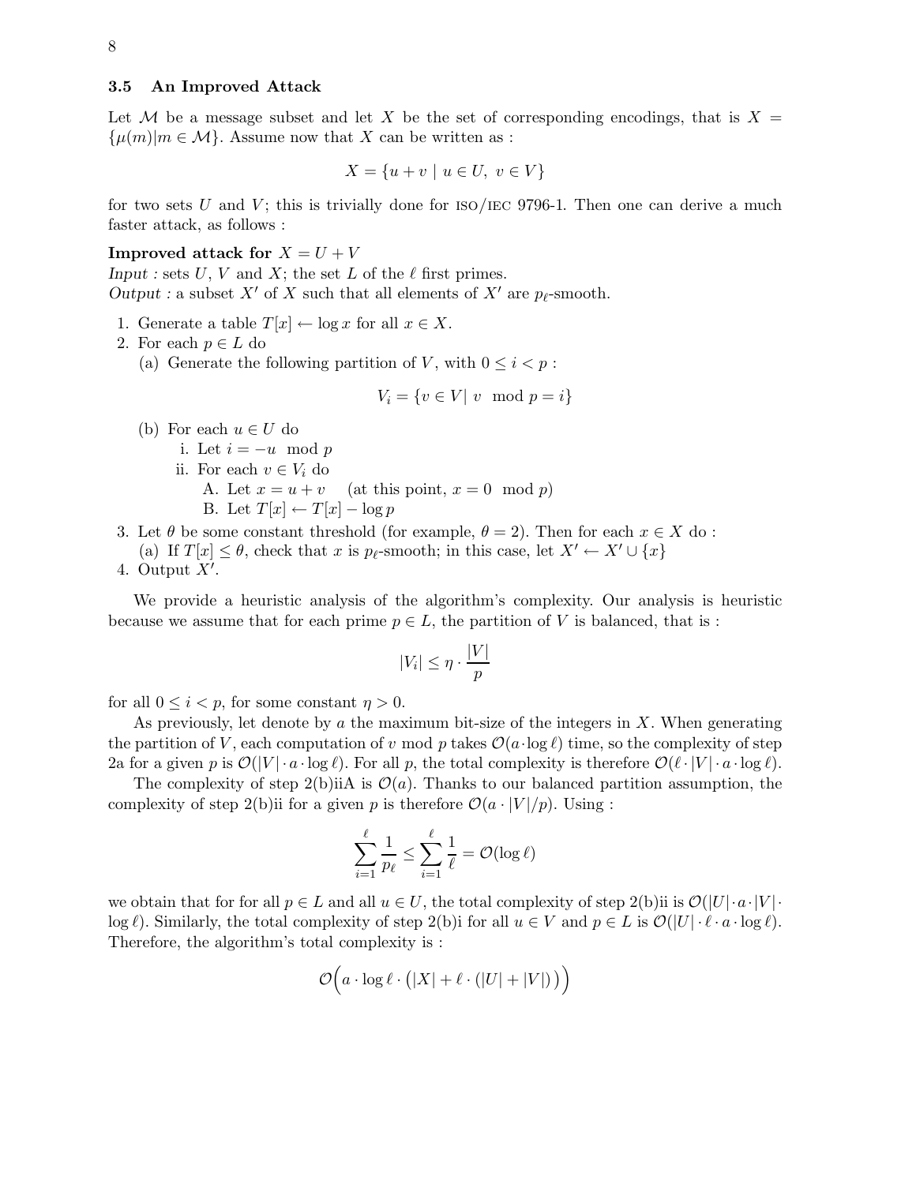### 3.5 An Improved Attack

Let $\mathcal{M}$ be a message subset and let $X$ be the set of corresponding encodings, that is $X = \{\mu(m) | m \in \mathcal{M}\}$. Assume now that $X$ can be written as :

$$X = \{u + v \mid u \in U,\ v \in V\}$$

for two sets $U$ and $V$; this is trivially done for ISO/IEC 9796-1. Then one can derive a much faster attack, as follows :

**Improved attack for $X = U + V$**
*Input :* sets $U$, $V$ and $X$; the set $L$ of the $\ell$ first primes.
*Output :* a subset $X'$ of $X$ such that all elements of $X'$ are $p_\ell$-smooth.

1. Generate a table $T[x] \leftarrow \log x$ for all $x \in X$.
2. For each $p \in L$ do
   (a) Generate the following partition of $V$, with $0 \le i < p$ :
   $$V_i = \{v \in V | \ v \mod p = i\}$$
   (b) For each $u \in U$ do
      i. Let $i = -u \mod p$
      ii. For each $v \in V_i$ do
         A. Let $x = u + v$ (at this point, $x = 0 \mod p$)
         B. Let $T[x] \leftarrow T[x] - \log p$
3. Let $\theta$ be some constant threshold (for example, $\theta = 2$). Then for each $x \in X$ do :
   (a) If $T[x] \le \theta$, check that $x$ is $p_\ell$-smooth; in this case, let $X' \leftarrow X' \cup \{x\}$
4. Output $X'$.

We provide a heuristic analysis of the algorithm's complexity. Our analysis is heuristic because we assume that for each prime $p \in L$, the partition of $V$ is balanced, that is :

$$|V_i| \le \eta \cdot \frac{|V|}{p}$$

for all $0 \le i < p$, for some constant $\eta > 0$.

As previously, let denote by $a$ the maximum bit-size of the integers in $X$. When generating the partition of $V$, each computation of $v$ mod $p$ takes $\mathcal{O}(a \cdot \log \ell)$ time, so the complexity of step 2a for a given $p$ is $\mathcal{O}(|V| \cdot a \cdot \log \ell)$. For all $p$, the total complexity is therefore $\mathcal{O}(\ell \cdot |V| \cdot a \cdot \log \ell)$.

The complexity of step 2(b)iiA is $\mathcal{O}(a)$. Thanks to our balanced partition assumption, the complexity of step 2(b)ii for a given $p$ is therefore $\mathcal{O}(a \cdot |V|/p)$. Using :

$$\sum_{i=1}^{\ell} \frac{1}{p_\ell} \le \sum_{i=1}^{\ell} \frac{1}{\ell} = \mathcal{O}(\log \ell)$$

we obtain that for for all $p \in L$ and all $u \in U$, the total complexity of step 2(b)ii is $\mathcal{O}(|U| \cdot a \cdot |V| \cdot \log \ell)$. Similarly, the total complexity of step 2(b)i for all $u \in V$ and $p \in L$ is $\mathcal{O}(|U| \cdot \ell \cdot a \cdot \log \ell)$. Therefore, the algorithm's total complexity is :

$$\mathcal{O}\Big(a \cdot \log \ell \cdot \big(|X| + \ell \cdot (|U| + |V|)\big)\Big)$$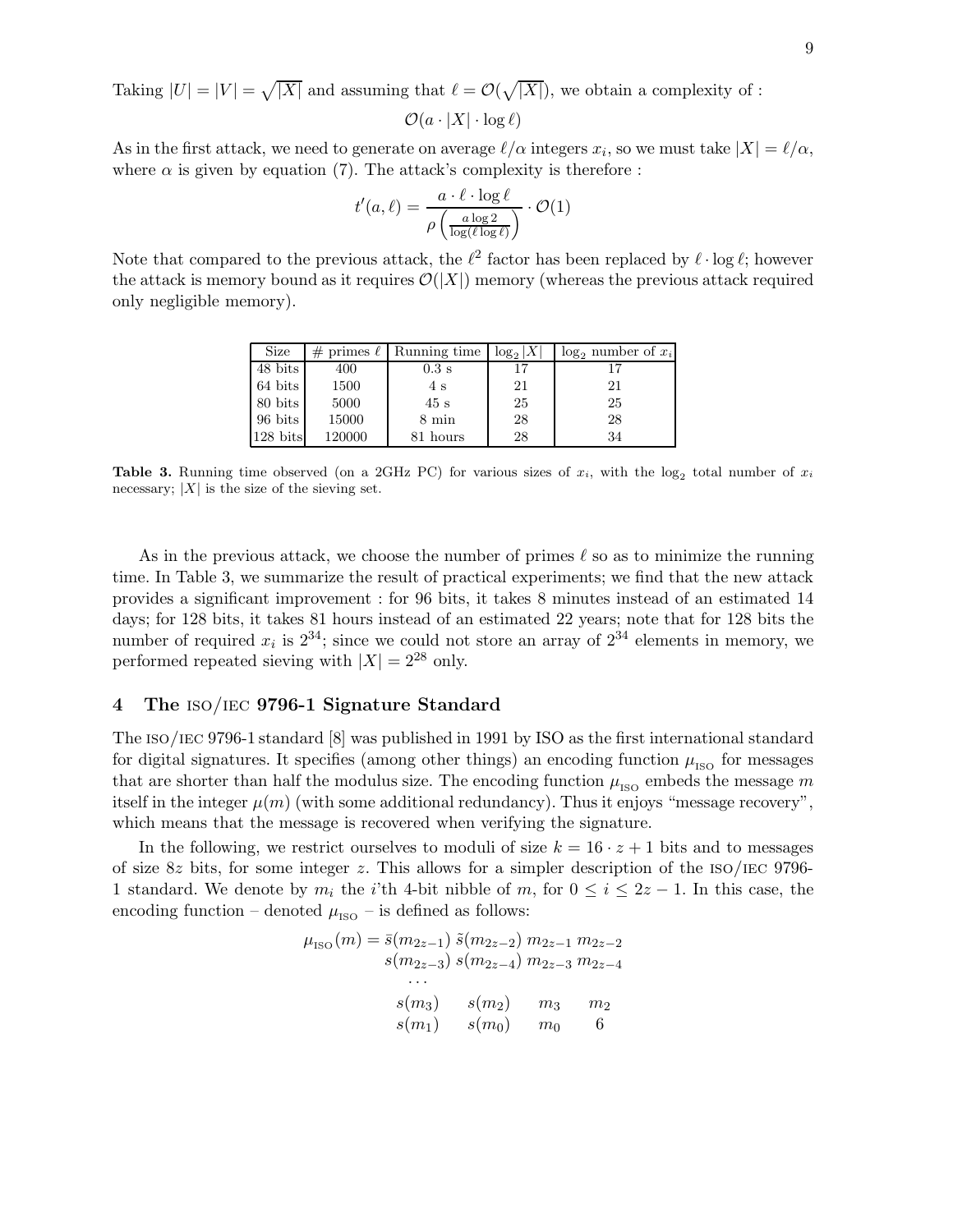Taking $|U| = |V| = \sqrt{|X|}$ and assuming that $\ell = \mathcal{O}(\sqrt{|X|})$, we obtain a complexity of :

$$\mathcal{O}(a \cdot |X| \cdot \log \ell)$$

As in the first attack, we need to generate on average $\ell/\alpha$ integers $x_i$, so we must take $|X| = \ell/\alpha$, where $\alpha$ is given by equation (7). The attack's complexity is therefore :

$$t'(a, \ell) = \frac{a \cdot \ell \cdot \log \ell}{\rho\left(\frac{a \log 2}{\log(\ell \log \ell)}\right)} \cdot \mathcal{O}(1)$$

Note that compared to the previous attack, the $\ell^2$ factor has been replaced by $\ell \cdot \log \ell$; however the attack is memory bound as it requires $\mathcal{O}(|X|)$ memory (whereas the previous attack required only negligible memory).

| Size | # primes $\ell$ | Running time | $\log_2 \lvert X \rvert$ | $\log_2$ number of $x_i$ |
|---|---|---|---|---|
| 48 bits | 400 | 0.3 s | 17 | 17 |
| 64 bits | 1500 | 4 s | 21 | 21 |
| 80 bits | 5000 | 45 s | 25 | 25 |
| 96 bits | 15000 | 8 min | 28 | 28 |
| 128 bits | 120000 | 81 hours | 28 | 34 |

**Table 3.** Running time observed (on a 2GHz PC) for various sizes of $x_i$, with the $\log_2$ total number of $x_i$ necessary; $|X|$ is the size of the sieving set.

As in the previous attack, we choose the number of primes $\ell$ so as to minimize the running time. In Table 3, we summarize the result of practical experiments; we find that the new attack provides a significant improvement : for 96 bits, it takes 8 minutes instead of an estimated 14 days; for 128 bits, it takes 81 hours instead of an estimated 22 years; note that for 128 bits the number of required $x_i$ is $2^{34}$; since we could not store an array of $2^{34}$ elements in memory, we performed repeated sieving with $|X| = 2^{28}$ only.

## 4 The ISO/IEC 9796-1 Signature Standard

The ISO/IEC 9796-1 standard [8] was published in 1991 by ISO as the first international standard for digital signatures. It specifies (among other things) an encoding function $\mu_{\text{ISO}}$ for messages that are shorter than half the modulus size. The encoding function $\mu_{\text{ISO}}$ embeds the message $m$ itself in the integer $\mu(m)$ (with some additional redundancy). Thus it enjoys "message recovery", which means that the message is recovered when verifying the signature.

In the following, we restrict ourselves to moduli of size $k = 16 \cdot z + 1$ bits and to messages of size $8z$ bits, for some integer $z$. This allows for a simpler description of the ISO/IEC 9796-1 standard. We denote by $m_i$ the $i$'th 4-bit nibble of $m$, for $0 \leq i \leq 2z - 1$. In this case, the encoding function – denoted $\mu_{\text{ISO}}$ – is defined as follows:

$$\begin{aligned}
\mu_{\text{ISO}}(m) = \bar{s}(m_{2z-1})\ \tilde{s}(m_{2z-2})\ &m_{2z-1}\ m_{2z-2} \\
s(m_{2z-3})\ s(m_{2z-4})\ &m_{2z-3}\ m_{2z-4} \\
\cdots& \\
s(m_3) \quad s(m_2) \quad &m_3 \quad m_2 \\
s(m_1) \quad s(m_0) \quad &m_0 \quad 6
\end{aligned}$$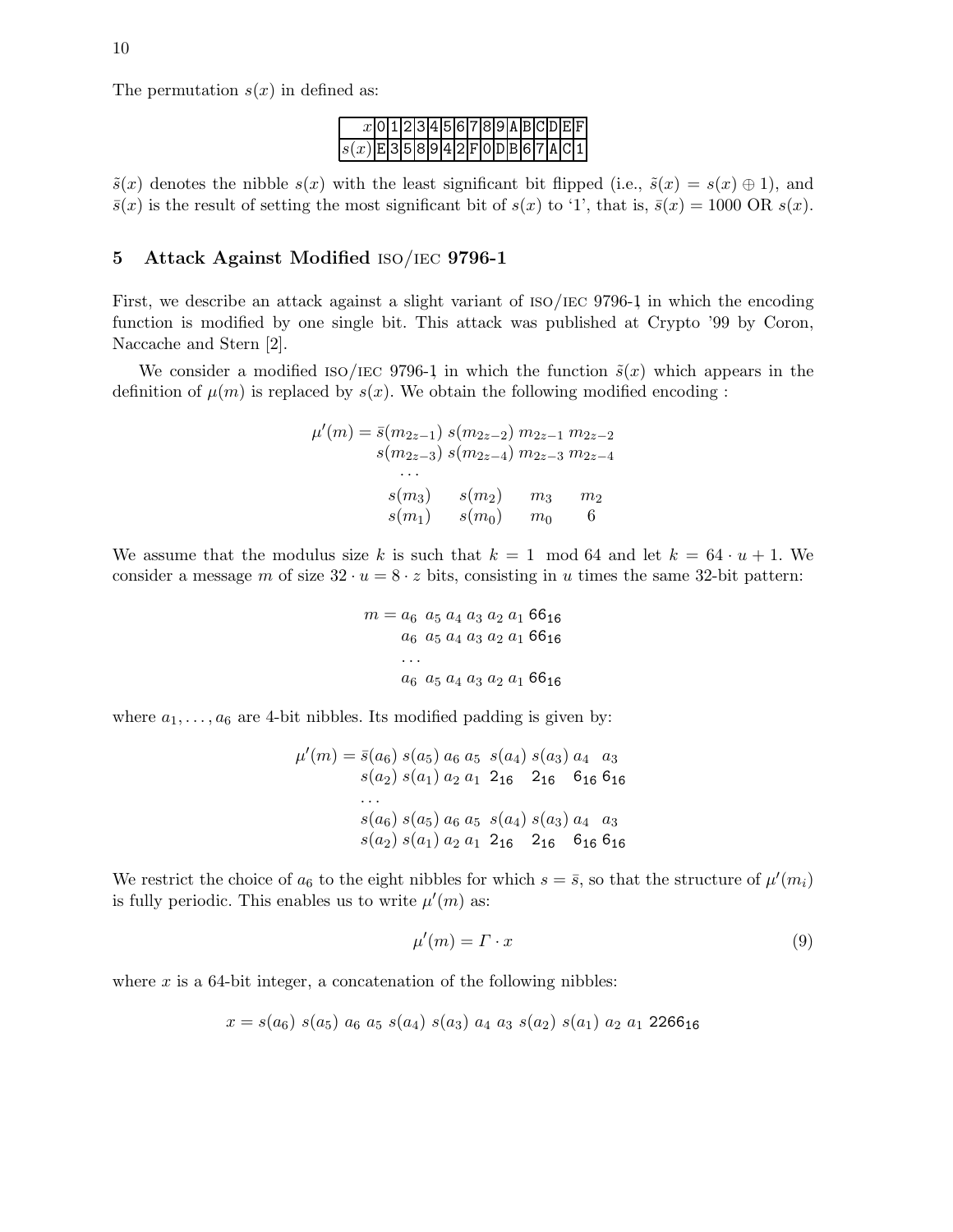The permutation $s(x)$ in defined as:

| $x$ | 0 | 1 | 2 | 3 | 4 | 5 | 6 | 7 | 8 | 9 | A | B | C | D | E | F |
|---|---|---|---|---|---|---|---|---|---|---|---|---|---|---|---|---|
| $s(x)$ | E | 3 | 5 | 8 | 9 | 4 | 2 | F | 0 | D | B | 6 | 7 | A | C | 1 |

$\tilde{s}(x)$ denotes the nibble $s(x)$ with the least significant bit flipped (i.e., $\tilde{s}(x) = s(x) \oplus 1$), and $\bar{s}(x)$ is the result of setting the most significant bit of $s(x)$ to '1', that is, $\bar{s}(x) = 1000 \text{ OR } s(x)$.

## 5 Attack Against Modified ISO/IEC 9796-1

First, we describe an attack against a slight variant of ISO/IEC 9796-1 in which the encoding function is modified by one single bit. This attack was published at Crypto '99 by Coron, Naccache and Stern [2].

We consider a modified ISO/IEC 9796-1 in which the function $\tilde{s}(x)$ which appears in the definition of $\mu(m)$ is replaced by $s(x)$. We obtain the following modified encoding :

$$
\begin{aligned}
\mu'(m) = \bar{s}(m_{2z-1})\ & s(m_{2z-2})\ m_{2z-1}\ m_{2z-2} \\
s(m_{2z-3})\ & s(m_{2z-4})\ m_{2z-3}\ m_{2z-4} \\
& \cdots \\
s(m_3) \quad & s(m_2) \quad m_3 \quad m_2 \\
s(m_1) \quad & s(m_0) \quad m_0 \quad 6
\end{aligned}
$$

We assume that the modulus size $k$ is such that $k = 1 \mod 64$ and let $k = 64 \cdot u + 1$. We consider a message $m$ of size $32 \cdot u = 8 \cdot z$ bits, consisting in $u$ times the same 32-bit pattern:

$$
\begin{aligned}
m = a_6\ & a_5\ a_4\ a_3\ a_2\ a_1\ 66_{16} \\
a_6\ & a_5\ a_4\ a_3\ a_2\ a_1\ 66_{16} \\
& \cdots \\
a_6\ & a_5\ a_4\ a_3\ a_2\ a_1\ 66_{16}
\end{aligned}
$$

where $a_1, \ldots, a_6$ are 4-bit nibbles. Its modified padding is given by:

$$
\begin{aligned}
\mu'(m) = \ & \bar{s}(a_6)\ s(a_5)\ a_6\ a_5\ \ s(a_4)\ s(a_3)\ a_4\ \ a_3 \\
& s(a_2)\ s(a_1)\ a_2\ a_1\ \ 2_{16}\ \ \ 2_{16}\ \ \ 6_{16}\ 6_{16} \\
& \cdots \\
& s(a_6)\ s(a_5)\ a_6\ a_5\ \ s(a_4)\ s(a_3)\ a_4\ \ a_3 \\
& s(a_2)\ s(a_1)\ a_2\ a_1\ \ 2_{16}\ \ \ 2_{16}\ \ \ 6_{16}\ 6_{16}
\end{aligned}
$$

We restrict the choice of $a_6$ to the eight nibbles for which $s = \bar{s}$, so that the structure of $\mu'(m_i)$ is fully periodic. This enables us to write $\mu'(m)$ as:

$$
\mu'(m) = \Gamma \cdot x \tag{9}
$$

where $x$ is a 64-bit integer, a concatenation of the following nibbles:

$$
x = s(a_6)\ s(a_5)\ a_6\ a_5\ s(a_4)\ s(a_3)\ a_4\ a_3\ s(a_2)\ s(a_1)\ a_2\ a_1\ 2266_{16}
$$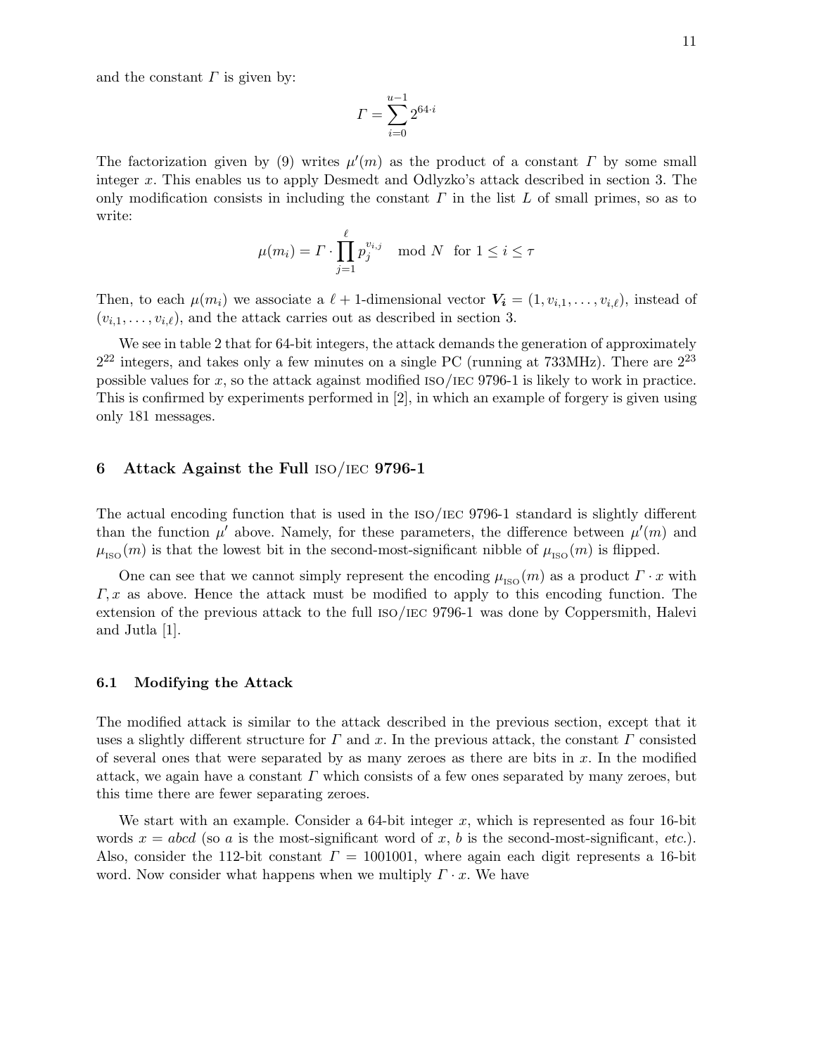and the constant $\Gamma$ is given by:

$$\Gamma = \sum_{i=0}^{u-1} 2^{64 \cdot i}$$

The factorization given by (9) writes $\mu'(m)$ as the product of a constant $\Gamma$ by some small integer $x$. This enables us to apply Desmedt and Odlyzko's attack described in section 3. The only modification consists in including the constant $\Gamma$ in the list $L$ of small primes, so as to write:

$$\mu(m_i) = \Gamma \cdot \prod_{j=1}^{\ell} p_j^{v_{i,j}} \mod N \quad \text{for } 1 \leq i \leq \tau$$

Then, to each $\mu(m_i)$ we associate a $\ell+1$-dimensional vector $\boldsymbol{V_i} = (1, v_{i,1}, \ldots, v_{i,\ell})$, instead of $(v_{i,1}, \ldots, v_{i,\ell})$, and the attack carries out as described in section 3.

We see in table 2 that for 64-bit integers, the attack demands the generation of approximately $2^{22}$ integers, and takes only a few minutes on a single PC (running at 733MHz). There are $2^{23}$ possible values for $x$, so the attack against modified ISO/IEC 9796-1 is likely to work in practice. This is confirmed by experiments performed in [2], in which an example of forgery is given using only 181 messages.

## 6 Attack Against the Full ISO/IEC 9796-1

The actual encoding function that is used in the ISO/IEC 9796-1 standard is slightly different than the function $\mu'$ above. Namely, for these parameters, the difference between $\mu'(m)$ and $\mu_{\text{ISO}}(m)$ is that the lowest bit in the second-most-significant nibble of $\mu_{\text{ISO}}(m)$ is flipped.

One can see that we cannot simply represent the encoding $\mu_{\text{ISO}}(m)$ as a product $\Gamma \cdot x$ with $\Gamma, x$ as above. Hence the attack must be modified to apply to this encoding function. The extension of the previous attack to the full ISO/IEC 9796-1 was done by Coppersmith, Halevi and Jutla [1].

### 6.1 Modifying the Attack

The modified attack is similar to the attack described in the previous section, except that it uses a slightly different structure for $\Gamma$ and $x$. In the previous attack, the constant $\Gamma$ consisted of several ones that were separated by as many zeroes as there are bits in $x$. In the modified attack, we again have a constant $\Gamma$ which consists of a few ones separated by many zeroes, but this time there are fewer separating zeroes.

We start with an example. Consider a 64-bit integer $x$, which is represented as four 16-bit words $x = abcd$ (so $a$ is the most-significant word of $x$, $b$ is the second-most-significant, *etc.*). Also, consider the 112-bit constant $\Gamma = 1001001$, where again each digit represents a 16-bit word. Now consider what happens when we multiply $\Gamma \cdot x$. We have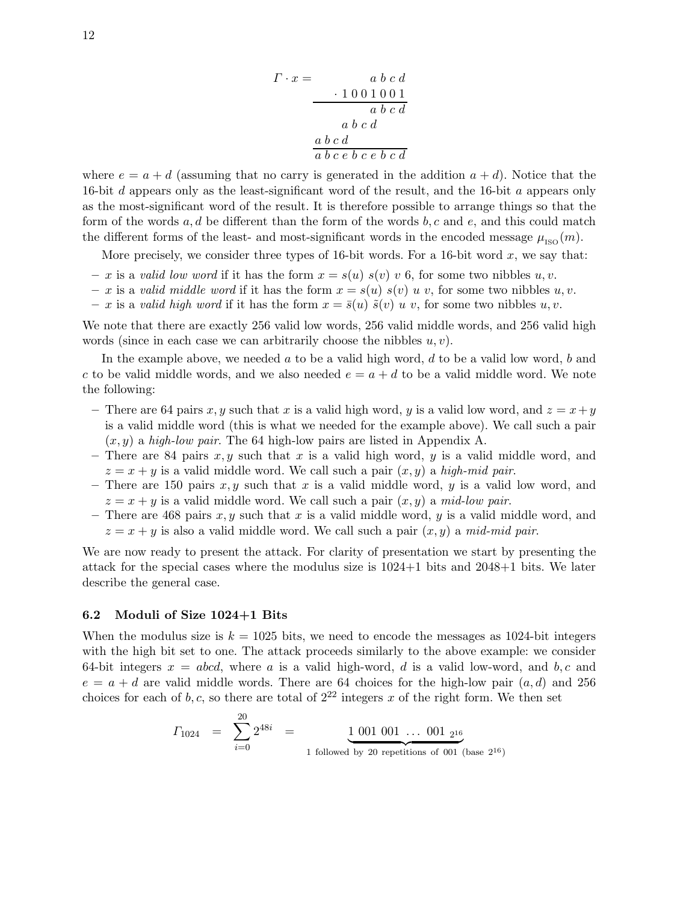$$
\begin{array}{rr}
\Gamma \cdot x = & a\ b\ c\ d \\
& \cdot\ 1\ 0\ 0\ 1\ 0\ 0\ 1 \\
\hline
& a\ b\ c\ d \\
& a\ b\ c\ d\ \phantom{0\ 0\ 0} \\
& a\ b\ c\ d\ \phantom{0\ 0\ 0\ 0\ 0\ 0} \\
\hline
& a\ b\ c\ e\ b\ c\ e\ b\ c\ d
\end{array}
$$

where $e = a + d$ (assuming that no carry is generated in the addition $a + d$). Notice that the 16-bit $d$ appears only as the least-significant word of the result, and the 16-bit $a$ appears only as the most-significant word of the result. It is therefore possible to arrange things so that the form of the words $a, d$ be different than the form of the words $b, c$ and $e$, and this could match the different forms of the least- and most-significant words in the encoded message $\mu_{\text{ISO}}(m)$.

More precisely, we consider three types of 16-bit words. For a 16-bit word $x$, we say that:

- $x$ is a *valid low word* if it has the form $x = s(u)\ s(v)\ v\ 6$, for some two nibbles $u, v$.
- $x$ is a *valid middle word* if it has the form $x = s(u)\ s(v)\ u\ v$, for some two nibbles $u, v$.
- $x$ is a *valid high word* if it has the form $x = \bar{s}(u)\ \tilde{s}(v)\ u\ v$, for some two nibbles $u, v$.

We note that there are exactly 256 valid low words, 256 valid middle words, and 256 valid high words (since in each case we can arbitrarily choose the nibbles $u, v$).

In the example above, we needed $a$ to be a valid high word, $d$ to be a valid low word, $b$ and $c$ to be valid middle words, and we also needed $e = a + d$ to be a valid middle word. We note the following:

- There are 64 pairs $x, y$ such that $x$ is a valid high word, $y$ is a valid low word, and $z = x + y$ is a valid middle word (this is what we needed for the example above). We call such a pair $(x, y)$ a *high-low pair*. The 64 high-low pairs are listed in Appendix A.
- There are 84 pairs $x, y$ such that $x$ is a valid high word, $y$ is a valid middle word, and $z = x + y$ is a valid middle word. We call such a pair $(x, y)$ a *high-mid pair*.
- There are 150 pairs $x, y$ such that $x$ is a valid middle word, $y$ is a valid low word, and $z = x + y$ is a valid middle word. We call such a pair $(x, y)$ a *mid-low pair*.
- There are 468 pairs $x, y$ such that $x$ is a valid middle word, $y$ is a valid middle word, and $z = x + y$ is also a valid middle word. We call such a pair $(x, y)$ a *mid-mid pair*.

We are now ready to present the attack. For clarity of presentation we start by presenting the attack for the special cases where the modulus size is 1024+1 bits and 2048+1 bits. We later describe the general case.

### 6.2 Moduli of Size 1024+1 Bits

When the modulus size is $k = 1025$ bits, we need to encode the messages as 1024-bit integers with the high bit set to one. The attack proceeds similarly to the above example: we consider 64-bit integers $x = abcd$, where $a$ is a valid high-word, $d$ is a valid low-word, and $b, c$ and $e = a + d$ are valid middle words. There are 64 choices for the high-low pair $(a, d)$ and 256 choices for each of $b, c$, so there are total of $2^{22}$ integers $x$ of the right form. We then set

$$
\Gamma_{1024} \;=\; \sum_{i=0}^{20} 2^{48i} \;=\; \underbrace{1\ 001\ 001\ \ldots\ 001}_{\text{1 followed by 20 repetitions of 001 (base } 2^{16})}{}_{2^{16}}
$$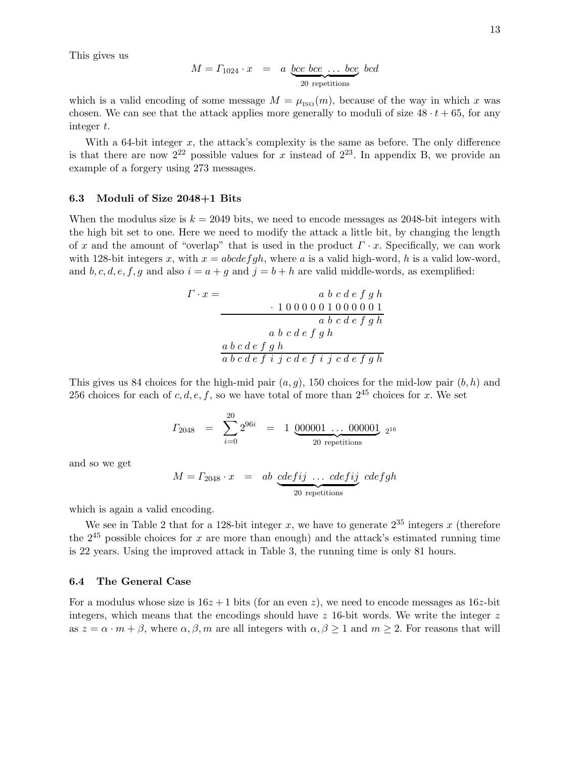This gives us

$$M = \mathit{\Gamma}_{1024} \cdot x \quad = \quad a \; \underbrace{bce \; bce \; \ldots \; bce}_{20 \text{ repetitions}} \; bcd$$

which is a valid encoding of some message $M = \mu_{\text{ISO}}(m)$, because of the way in which $x$ was chosen. We can see that the attack applies more generally to moduli of size $48 \cdot t + 65$, for any integer $t$.

With a 64-bit integer $x$, the attack's complexity is the same as before. The only difference is that there are now $2^{22}$ possible values for $x$ instead of $2^{23}$. In appendix B, we provide an example of a forgery using 273 messages.

### 6.3 Moduli of Size 2048+1 Bits

When the modulus size is $k = 2049$ bits, we need to encode messages as 2048-bit integers with the high bit set to one. Here we need to modify the attack a little bit, by changing the length of $x$ and the amount of "overlap" that is used in the product $\mathit{\Gamma} \cdot x$. Specifically, we can work with 128-bit integers $x$, with $x = abcdefgh$, where $a$ is a valid high-word, $h$ is a valid low-word, and $b, c, d, e, f, g$ and also $i = a + g$ and $j = b + h$ are valid middle-words, as exemplified:

$$
\begin{array}{rr}
\mathit{\Gamma} \cdot x = & a\ b\ c\ d\ e\ f\ g\ h \\
 & \cdot\ 1\ 0\ 0\ 0\ 0\ 0\ 0\ 1\ 0\ 0\ 0\ 0\ 0\ 0\ 1 \\
\hline
 & a\ b\ c\ d\ e\ f\ g\ h \\
 & a\ b\ c\ d\ e\ f\ g\ h\ \phantom{c\ d\ e\ f\ g\ h} \\
 & a\ b\ c\ d\ e\ f\ g\ h\ \phantom{c\ d\ e\ f\ g\ h\ c\ d\ e\ f\ g\ h} \\
\hline
 & a\ b\ c\ d\ e\ f\ i\ j\ c\ d\ e\ f\ i\ j\ c\ d\ e\ f\ g\ h
\end{array}
$$

This gives us 84 choices for the high-mid pair $(a, g)$, 150 choices for the mid-low pair $(b, h)$ and 256 choices for each of $c, d, e, f$, so we have total of more than $2^{45}$ choices for $x$. We set

$$\mathit{\Gamma}_{2048} \quad = \quad \sum_{i=0}^{20} 2^{96i} \quad = \quad 1 \; \underbrace{000001 \; \ldots \; 000001}_{20 \text{ repetitions}} \; {}_{2^{16}}$$

and so we get

$$M = \mathit{\Gamma}_{2048} \cdot x \quad = \quad ab \; \underbrace{cdefij \; \ldots \; cdefij}_{20 \text{ repetitions}} \; cdefgh$$

which is again a valid encoding.

We see in Table 2 that for a 128-bit integer $x$, we have to generate $2^{35}$ integers $x$ (therefore the $2^{45}$ possible choices for $x$ are more than enough) and the attack's estimated running time is 22 years. Using the improved attack in Table 3, the running time is only 81 hours.

### 6.4 The General Case

For a modulus whose size is $16z + 1$ bits (for an even $z$), we need to encode messages as $16z$-bit integers, which means that the encodings should have $z$ 16-bit words. We write the integer $z$ as $z = \alpha \cdot m + \beta$, where $\alpha, \beta, m$ are all integers with $\alpha, \beta \geq 1$ and $m \geq 2$. For reasons that will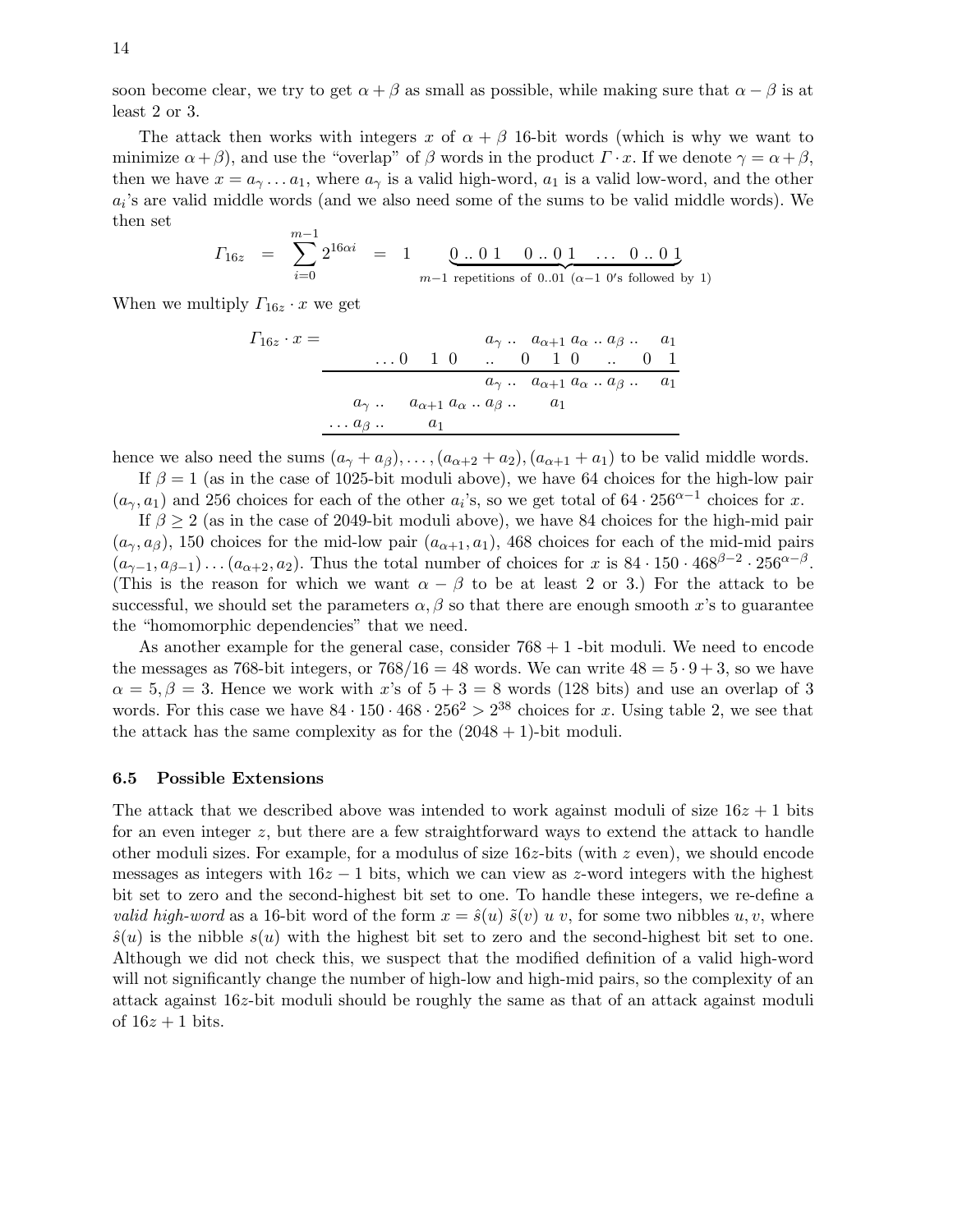soon become clear, we try to get $\alpha+\beta$ as small as possible, while making sure that $\alpha-\beta$ is at least 2 or 3.

The attack then works with integers $x$ of $\alpha+\beta$ 16-bit words (which is why we want to minimize $\alpha+\beta$), and use the "overlap" of $\beta$ words in the product $\Gamma \cdot x$. If we denote $\gamma = \alpha+\beta$, then we have $x = a_\gamma \ldots a_1$, where $a_\gamma$ is a valid high-word, $a_1$ is a valid low-word, and the other $a_i$'s are valid middle words (and we also need some of the sums to be valid middle words). We then set

$$\Gamma_{16z} \;=\; \sum_{i=0}^{m-1} 2^{16\alpha i} \;=\; 1 \quad \underbrace{0\,..\,0\,1 \quad 0\,..\,0\,1 \quad \ldots \quad 0\,..\,0\,1}_{m-1 \text{ repetitions of } 0..01\ (\alpha-1\ 0\text{'s followed by } 1)}$$

When we multiply $\Gamma_{16z} \cdot x$ we get

$$\begin{array}{rcccccccccccc}
\Gamma_{16z} \cdot x = & & & & & & a_\gamma\,.. & a_{\alpha+1} & a_\alpha\,..\,a_\beta\,.. & a_1 \\
 & & \ldots 0 & 1\ 0 & & .. & 0 & 1\ 0 & .. & 0\ \ 1 \\
\hline
 & & & & & & a_\gamma\,.. & a_{\alpha+1} & a_\alpha\,..\,a_\beta\,.. & a_1 \\
 & a_\gamma\,.. & a_{\alpha+1}\ a_\alpha\,..\,a_\beta\,.. & & a_1 \\
 \ldots a_\beta\,.. & & a_1 \\
\hline
\end{array}$$

hence we also need the sums $(a_\gamma + a_\beta), \ldots, (a_{\alpha+2} + a_2), (a_{\alpha+1} + a_1)$ to be valid middle words.

If $\beta = 1$ (as in the case of 1025-bit moduli above), we have 64 choices for the high-low pair $(a_\gamma, a_1)$ and 256 choices for each of the other $a_i$'s, so we get total of $64 \cdot 256^{\alpha-1}$ choices for $x$.

If $\beta \geq 2$ (as in the case of 2049-bit moduli above), we have 84 choices for the high-mid pair $(a_\gamma, a_\beta)$, 150 choices for the mid-low pair $(a_{\alpha+1}, a_1)$, 468 choices for each of the mid-mid pairs $(a_{\gamma-1}, a_{\beta-1}) \ldots (a_{\alpha+2}, a_2)$. Thus the total number of choices for $x$ is $84 \cdot 150 \cdot 468^{\beta-2} \cdot 256^{\alpha-\beta}$. (This is the reason for which we want $\alpha - \beta$ to be at least 2 or 3.) For the attack to be successful, we should set the parameters $\alpha, \beta$ so that there are enough smooth $x$'s to guarantee the "homomorphic dependencies" that we need.

As another example for the general case, consider $768+1$ -bit moduli. We need to encode the messages as 768-bit integers, or $768/16 = 48$ words. We can write $48 = 5 \cdot 9 + 3$, so we have $\alpha = 5, \beta = 3$. Hence we work with $x$'s of $5+3 = 8$ words (128 bits) and use an overlap of 3 words. For this case we have $84 \cdot 150 \cdot 468 \cdot 256^2 > 2^{38}$ choices for $x$. Using table 2, we see that the attack has the same complexity as for the $(2048+1)$-bit moduli.

### 6.5 Possible Extensions

The attack that we described above was intended to work against moduli of size $16z+1$ bits for an even integer $z$, but there are a few straightforward ways to extend the attack to handle other moduli sizes. For example, for a modulus of size $16z$-bits (with $z$ even), we should encode messages as integers with $16z-1$ bits, which we can view as $z$-word integers with the highest bit set to zero and the second-highest bit set to one. To handle these integers, we re-define a *valid high-word* as a 16-bit word of the form $x = \hat{s}(u)\ \tilde{s}(v)\ u\ v$, for some two nibbles $u, v$, where $\hat{s}(u)$ is the nibble $s(u)$ with the highest bit set to zero and the second-highest bit set to one. Although we did not check this, we suspect that the modified definition of a valid high-word will not significantly change the number of high-low and high-mid pairs, so the complexity of an attack against $16z$-bit moduli should be roughly the same as that of an attack against moduli of $16z+1$ bits.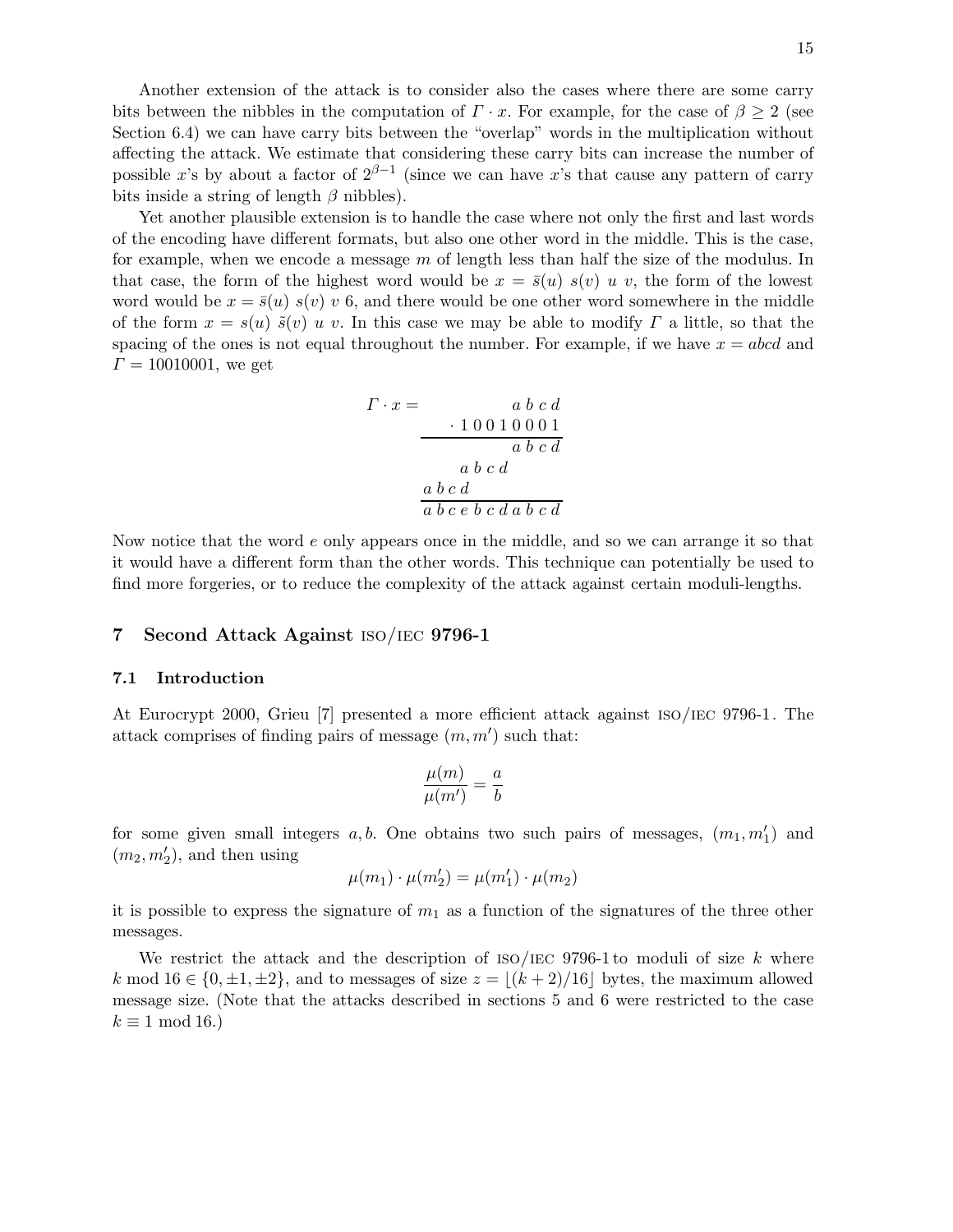Another extension of the attack is to consider also the cases where there are some carry bits between the nibbles in the computation of $\Gamma \cdot x$. For example, for the case of $\beta \geq 2$ (see Section 6.4) we can have carry bits between the "overlap" words in the multiplication without affecting the attack. We estimate that considering these carry bits can increase the number of possible $x$'s by about a factor of $2^{\beta-1}$ (since we can have $x$'s that cause any pattern of carry bits inside a string of length $\beta$ nibbles).

Yet another plausible extension is to handle the case where not only the first and last words of the encoding have different formats, but also one other word in the middle. This is the case, for example, when we encode a message $m$ of length less than half the size of the modulus. In that case, the form of the highest word would be $x = \bar{s}(u)\ s(v)\ u\ v$, the form of the lowest word would be $x = \bar{s}(u)\ s(v)\ v\ 6$, and there would be one other word somewhere in the middle of the form $x = s(u)\ \tilde{s}(v)\ u\ v$. In this case we may be able to modify $\Gamma$ a little, so that the spacing of the ones is not equal throughout the number. For example, if we have $x = abcd$ and $\Gamma = 10010001$, we get

$$
\begin{array}{rr}
\Gamma \cdot x = & a\ b\ c\ d \\
 & \cdot\ 1\ 0\ 0\ 1\ 0\ 0\ 0\ 1 \\
\hline
 & a\ b\ c\ d \\
 & a\ b\ c\ d\ \phantom{0\ 0\ 0\ 0} \\
 & a\ b\ c\ d\ \phantom{0\ 0\ 0\ 0\ 0\ 0\ 0} \\
\hline
 & a\ b\ c\ e\ b\ c\ d\ a\ b\ c\ d
\end{array}
$$

Now notice that the word $e$ only appears once in the middle, and so we can arrange it so that it would have a different form than the other words. This technique can potentially be used to find more forgeries, or to reduce the complexity of the attack against certain moduli-lengths.

## 7 Second Attack Against ISO/IEC 9796-1

### 7.1 Introduction

At Eurocrypt 2000, Grieu [7] presented a more efficient attack against ISO/IEC 9796-1. The attack comprises of finding pairs of message $(m, m')$ such that:

$$\frac{\mu(m)}{\mu(m')} = \frac{a}{b}$$

for some given small integers $a, b$. One obtains two such pairs of messages, $(m_1, m_1')$ and $(m_2, m_2')$, and then using

$$\mu(m_1) \cdot \mu(m_2') = \mu(m_1') \cdot \mu(m_2)$$

it is possible to express the signature of $m_1$ as a function of the signatures of the three other messages.

We restrict the attack and the description of ISO/IEC 9796-1 to moduli of size $k$ where $k \bmod 16 \in \{0, \pm 1, \pm 2\}$, and to messages of size $z = \lfloor (k+2)/16 \rfloor$ bytes, the maximum allowed message size. (Note that the attacks described in sections 5 and 6 were restricted to the case $k \equiv 1 \bmod 16$.)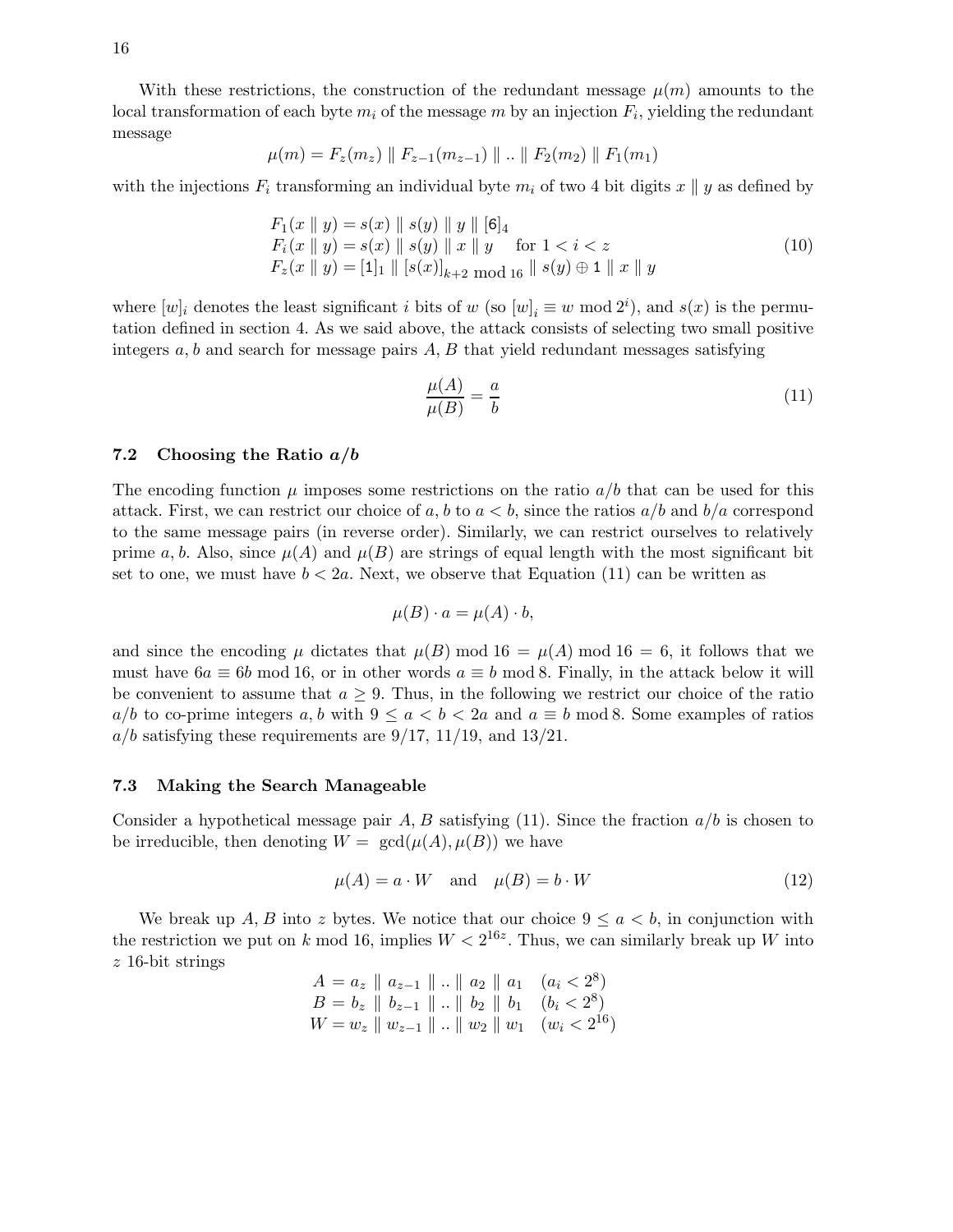With these restrictions, the construction of the redundant message $\mu(m)$ amounts to the local transformation of each byte $m_i$ of the message $m$ by an injection $F_i$, yielding the redundant message

$$\mu(m) = F_z(m_z) \parallel F_{z-1}(m_{z-1}) \parallel .. \parallel F_2(m_2) \parallel F_1(m_1)$$

with the injections $F_i$ transforming an individual byte $m_i$ of two 4 bit digits $x \parallel y$ as defined by

$$\begin{array}{l} F_1(x \parallel y) = s(x) \parallel s(y) \parallel y \parallel [\mathtt{6}]_4 \\ F_i(x \parallel y) = s(x) \parallel s(y) \parallel x \parallel y \quad \text{for } 1 < i < z \\ F_z(x \parallel y) = [\mathtt{1}]_1 \parallel [s(x)]_{k+2 \bmod 16} \parallel s(y) \oplus \mathtt{1} \parallel x \parallel y \end{array} \tag{10}$$

where $[w]_i$ denotes the least significant $i$ bits of $w$ (so $[w]_i \equiv w \bmod 2^i$), and $s(x)$ is the permutation defined in section 4. As we said above, the attack consists of selecting two small positive integers $a, b$ and search for message pairs $A, B$ that yield redundant messages satisfying

$$\frac{\mu(A)}{\mu(B)} = \frac{a}{b} \tag{11}$$

### 7.2 Choosing the Ratio $a/b$

The encoding function $\mu$ imposes some restrictions on the ratio $a/b$ that can be used for this attack. First, we can restrict our choice of $a, b$ to $a < b$, since the ratios $a/b$ and $b/a$ correspond to the same message pairs (in reverse order). Similarly, we can restrict ourselves to relatively prime $a, b$. Also, since $\mu(A)$ and $\mu(B)$ are strings of equal length with the most significant bit set to one, we must have $b < 2a$. Next, we observe that Equation (11) can be written as

$$\mu(B) \cdot a = \mu(A) \cdot b,$$

and since the encoding $\mu$ dictates that $\mu(B) \bmod 16 = \mu(A) \bmod 16 = 6$, it follows that we must have $6a \equiv 6b \bmod 16$, or in other words $a \equiv b \bmod 8$. Finally, in the attack below it will be convenient to assume that $a \geq 9$. Thus, in the following we restrict our choice of the ratio $a/b$ to co-prime integers $a, b$ with $9 \leq a < b < 2a$ and $a \equiv b \bmod 8$. Some examples of ratios $a/b$ satisfying these requirements are $9/17$, $11/19$, and $13/21$.

### 7.3 Making the Search Manageable

Consider a hypothetical message pair $A, B$ satisfying (11). Since the fraction $a/b$ is chosen to be irreducible, then denoting $W = \gcd(\mu(A), \mu(B))$ we have

$$\mu(A) = a \cdot W \quad \text{and} \quad \mu(B) = b \cdot W \tag{12}$$

We break up $A, B$ into $z$ bytes. We notice that our choice $9 \leq a < b$, in conjunction with the restriction we put on $k \bmod 16$, implies $W < 2^{16z}$. Thus, we can similarly break up $W$ into $z$ 16-bit strings

$$\begin{array}{ll} A = a_z \parallel a_{z-1} \parallel .. \parallel a_2 \parallel a_1 & (a_i < 2^8) \\ B = b_z \parallel b_{z-1} \parallel .. \parallel b_2 \parallel b_1 & (b_i < 2^8) \\ W = w_z \parallel w_{z-1} \parallel .. \parallel w_2 \parallel w_1 & (w_i < 2^{16}) \end{array}$$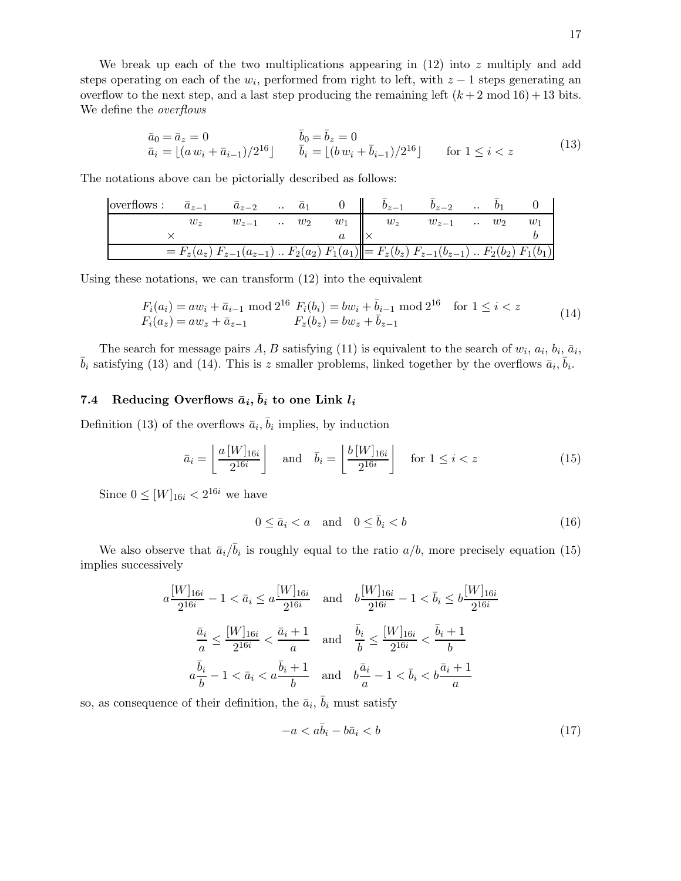We break up each of the two multiplications appearing in (12) into $z$ multiply and add steps operating on each of the $w_i$, performed from right to left, with $z-1$ steps generating an overflow to the next step, and a last step producing the remaining left $(k+2 \bmod 16)+13$ bits. We define the *overflows*

$$
\begin{array}{lll}
\bar{a}_0 = \bar{a}_z = 0 & \bar{b}_0 = \bar{b}_z = 0 & \\
\bar{a}_i = \lfloor (a\, w_i + \bar{a}_{i-1})/2^{16} \rfloor & \bar{b}_i = \lfloor (b\, w_i + \bar{b}_{i-1})/2^{16} \rfloor & \text{for } 1 \le i < z
\end{array}
\tag{13}
$$

The notations above can be pictorially described as follows:

| overflows : | $\bar{a}_{z-1}$ | $\bar{a}_{z-2}$ | .. | $\bar{a}_1$ | $0$ | $\bar{b}_{z-1}$ | $\bar{b}_{z-2}$ | .. | $\bar{b}_1$ | $0$ |
|---|---|---|---|---|---|---|---|---|---|---|
| | $w_z$ | $w_{z-1}$ | .. | $w_2$ | $w_1$ | $w_z$ | $w_{z-1}$ | .. | $w_2$ | $w_1$ |
| | $\times$ | | | | $a$ | $\times$ | | | | $b$ |
| | $= F_z(a_z)$ | $F_{z-1}(a_{z-1})$ | .. | $F_2(a_2)$ | $F_1(a_1)$ | $= F_z(b_z)$ | $F_{z-1}(b_{z-1})$ | .. | $F_2(b_2)$ | $F_1(b_1)$ |

Using these notations, we can transform (12) into the equivalent

$$
\begin{array}{lll}
F_i(a_i) = a w_i + \bar{a}_{i-1} \bmod 2^{16} & F_i(b_i) = b w_i + \bar{b}_{i-1} \bmod 2^{16} & \text{for } 1 \le i < z \\
F_i(a_z) = a w_z + \bar{a}_{z-1} & F_z(b_z) = b w_z + \bar{b}_{z-1} &
\end{array}
\tag{14}
$$

The search for message pairs $A$, $B$ satisfying (11) is equivalent to the search of $w_i$, $a_i$, $b_i$, $\bar{a}_i$, $\bar{b}_i$ satisfying (13) and (14). This is $z$ smaller problems, linked together by the overflows $\bar{a}_i, \bar{b}_i$.

### 7.4 Reducing Overflows $\bar{a}_i, \bar{b}_i$ to one Link $l_i$

Definition (13) of the overflows $\bar{a}_i, \bar{b}_i$ implies, by induction

$$
\bar{a}_i = \left\lfloor \frac{a\,[W]_{16i}}{2^{16i}} \right\rfloor \quad \text{and} \quad \bar{b}_i = \left\lfloor \frac{b\,[W]_{16i}}{2^{16i}} \right\rfloor \quad \text{for } 1 \le i < z
\tag{15}
$$

Since $0 \le [W]_{16i} < 2^{16i}$ we have

$$
0 \le \bar{a}_i < a \quad \text{and} \quad 0 \le \bar{b}_i < b
\tag{16}
$$

We also observe that $\bar{a}_i/\bar{b}_i$ is roughly equal to the ratio $a/b$, more precisely equation (15) implies successively

$$
a\frac{[W]_{16i}}{2^{16i}} - 1 < \bar{a}_i \le a\frac{[W]_{16i}}{2^{16i}} \quad \text{and} \quad b\frac{[W]_{16i}}{2^{16i}} - 1 < \bar{b}_i \le b\frac{[W]_{16i}}{2^{16i}}
$$

$$
\frac{\bar{a}_i}{a} \le \frac{[W]_{16i}}{2^{16i}} < \frac{\bar{a}_i + 1}{a} \quad \text{and} \quad \frac{\bar{b}_i}{b} \le \frac{[W]_{16i}}{2^{16i}} < \frac{\bar{b}_i + 1}{b}
$$

$$
a\frac{\bar{b}_i}{b} - 1 < \bar{a}_i < a\frac{\bar{b}_i + 1}{b} \quad \text{and} \quad b\frac{\bar{a}_i}{a} - 1 < \bar{b}_i < b\frac{\bar{a}_i + 1}{a}
$$

so, as consequence of their definition, the $\bar{a}_i$, $\bar{b}_i$ must satisfy

$$
-a < a\bar{b}_i - b\bar{a}_i < b
\tag{17}
$$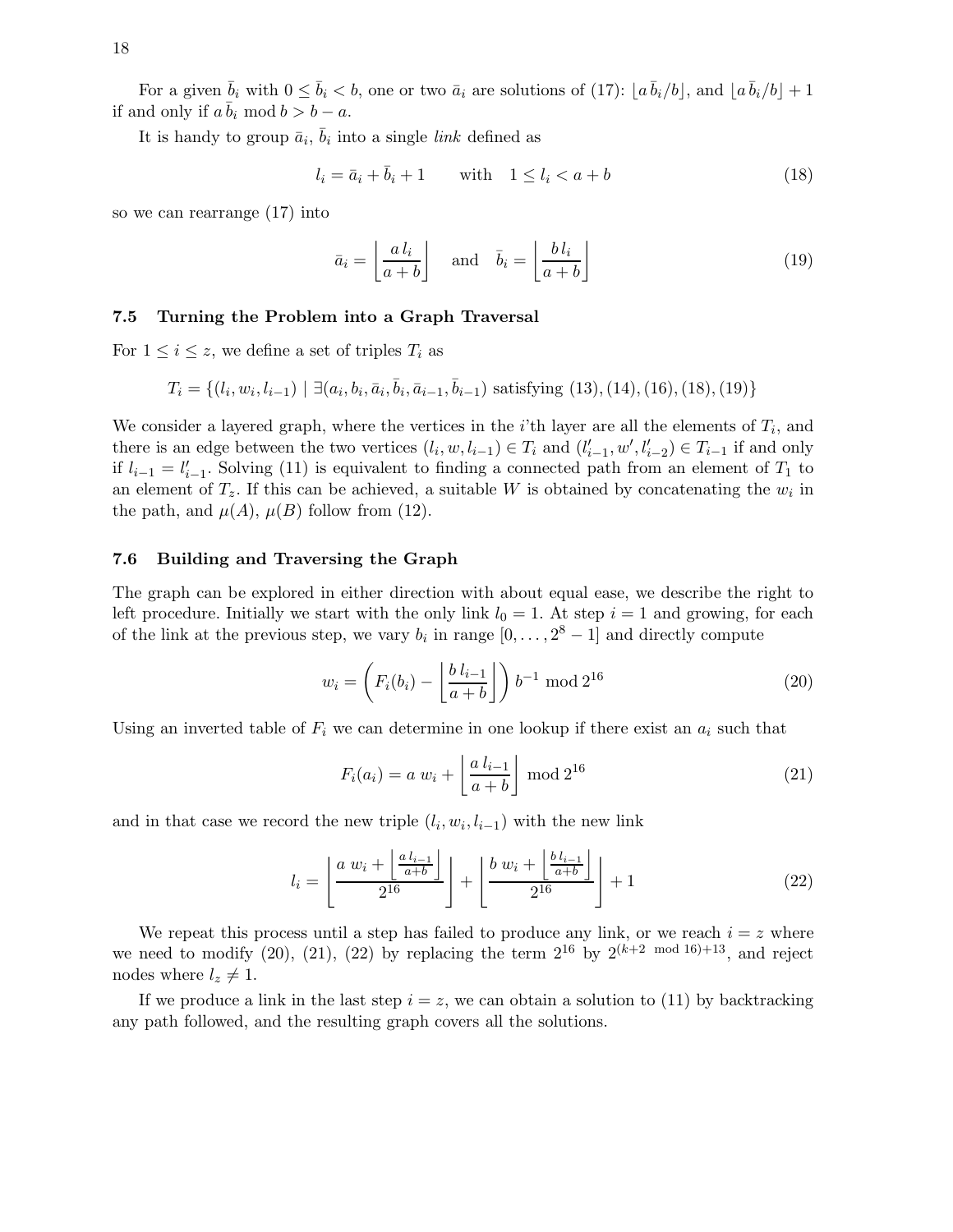For a given $\bar{b}_i$ with $0 \leq \bar{b}_i < b$, one or two $\bar{a}_i$ are solutions of (17): $\lfloor a\,\bar{b}_i/b \rfloor$, and $\lfloor a\,\bar{b}_i/b \rfloor + 1$ if and only if $a\,\bar{b}_i \bmod b > b - a$.

It is handy to group $\bar{a}_i$, $\bar{b}_i$ into a single *link* defined as

$$l_i = \bar{a}_i + \bar{b}_i + 1 \qquad \text{with} \quad 1 \leq l_i < a + b \tag{18}$$

so we can rearrange (17) into

$$\bar{a}_i = \left\lfloor \frac{a\,l_i}{a+b} \right\rfloor \quad \text{and} \quad \bar{b}_i = \left\lfloor \frac{b\,l_i}{a+b} \right\rfloor \tag{19}$$

### 7.5 Turning the Problem into a Graph Traversal

For $1 \leq i \leq z$, we define a set of triples $T_i$ as

$$T_i = \{(l_i, w_i, l_{i-1}) \mid \exists (a_i, b_i, \bar{a}_i, \bar{b}_i, \bar{a}_{i-1}, \bar{b}_{i-1}) \text{ satisfying } (13), (14), (16), (18), (19)\}$$

We consider a layered graph, where the vertices in the $i$'th layer are all the elements of $T_i$, and there is an edge between the two vertices $(l_i, w, l_{i-1}) \in T_i$ and $(l'_{i-1}, w', l'_{i-2}) \in T_{i-1}$ if and only if $l_{i-1} = l'_{i-1}$. Solving (11) is equivalent to finding a connected path from an element of $T_1$ to an element of $T_z$. If this can be achieved, a suitable $W$ is obtained by concatenating the $w_i$ in the path, and $\mu(A)$, $\mu(B)$ follow from (12).

### 7.6 Building and Traversing the Graph

The graph can be explored in either direction with about equal ease, we describe the right to left procedure. Initially we start with the only link $l_0 = 1$. At step $i = 1$ and growing, for each of the link at the previous step, we vary $b_i$ in range $[0, \ldots, 2^8 - 1]$ and directly compute

$$w_i = \left( F_i(b_i) - \left\lfloor \frac{b\,l_{i-1}}{a+b} \right\rfloor \right) b^{-1} \bmod 2^{16} \tag{20}$$

Using an inverted table of $F_i$ we can determine in one lookup if there exist an $a_i$ such that

$$F_i(a_i) = a\;w_i + \left\lfloor \frac{a\,l_{i-1}}{a+b} \right\rfloor \bmod 2^{16} \tag{21}$$

and in that case we record the new triple $(l_i, w_i, l_{i-1})$ with the new link

$$l_i = \left\lfloor \frac{a\;w_i + \left\lfloor \frac{a\,l_{i-1}}{a+b} \right\rfloor}{2^{16}} \right\rfloor + \left\lfloor \frac{b\;w_i + \left\lfloor \frac{b\,l_{i-1}}{a+b} \right\rfloor}{2^{16}} \right\rfloor + 1 \tag{22}$$

We repeat this process until a step has failed to produce any link, or we reach $i = z$ where we need to modify (20), (21), (22) by replacing the term $2^{16}$ by $2^{(k+2 \bmod 16)+13}$, and reject nodes where $l_z \neq 1$.

If we produce a link in the last step $i = z$, we can obtain a solution to (11) by backtracking any path followed, and the resulting graph covers all the solutions.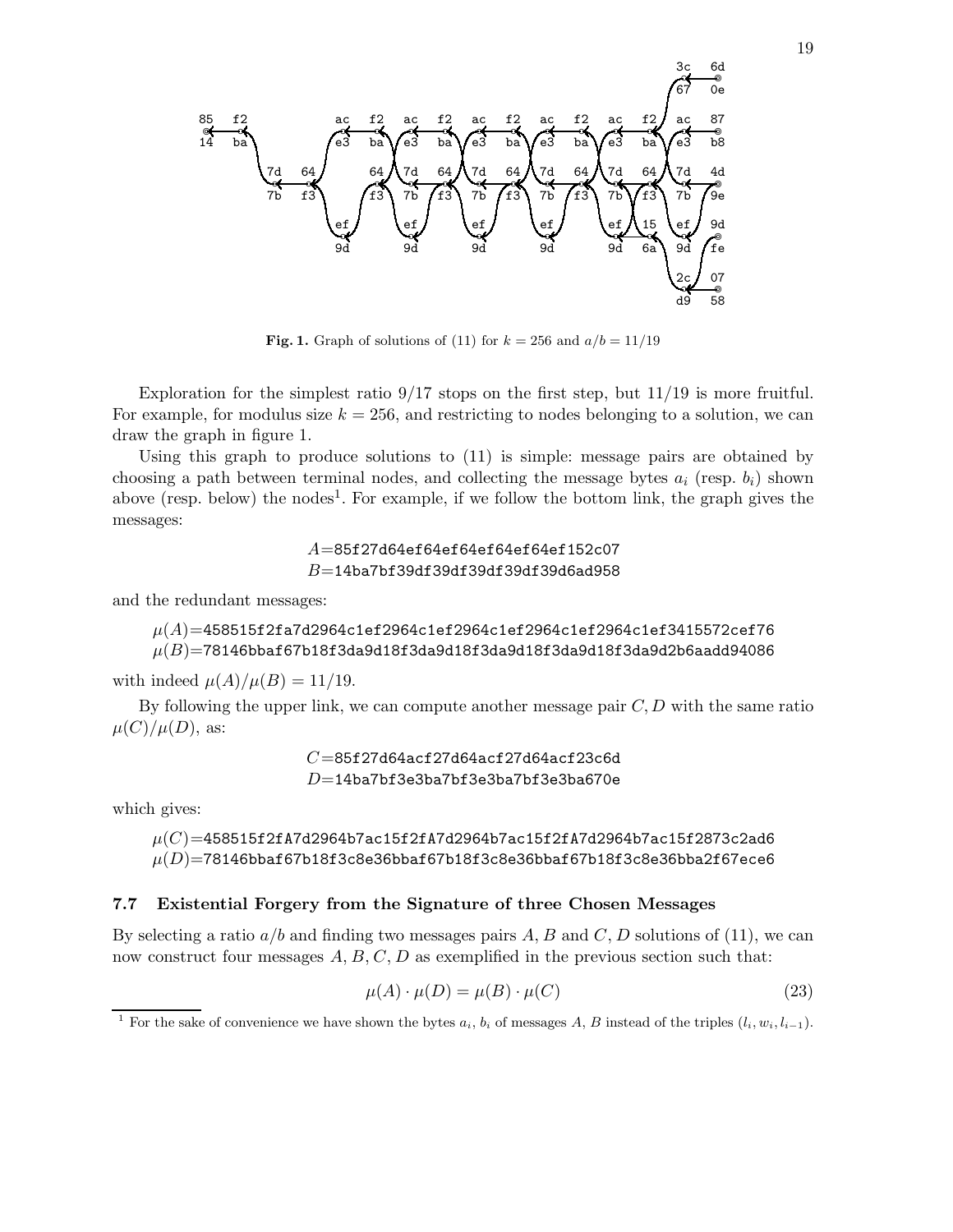**Fig. 1.** Graph of solutions of (11) for $k = 256$ and $a/b = 11/19$

Exploration for the simplest ratio 9/17 stops on the first step, but 11/19 is more fruitful. For example, for modulus size $k = 256$, and restricting to nodes belonging to a solution, we can draw the graph in figure 1.

Using this graph to produce solutions to (11) is simple: message pairs are obtained by choosing a path between terminal nodes, and collecting the message bytes $a_i$ (resp. $b_i$) shown above (resp. below) the nodes[1]. For example, if we follow the bottom link, the graph gives the messages:

$A$=85f27d64ef64ef64ef64ef64ef152c07
$B$=14ba7bf39df39df39df39df39d6ad958

and the redundant messages:

$\mu(A)$=458515f2fa7d2964c1ef2964c1ef2964c1ef2964c1ef2964c1ef3415572cef76
$\mu(B)$=78146bbaf67b18f3da9d18f3da9d18f3da9d18f3da9d18f3da9d2b6aadd94086

with indeed $\mu(A)/\mu(B) = 11/19$.

By following the upper link, we can compute another message pair $C, D$ with the same ratio $\mu(C)/\mu(D)$, as:

$C$=85f27d64acf27d64acf27d64acf23c6d
$D$=14ba7bf3e3ba7bf3e3ba7bf3e3ba670e

which gives:

$\mu(C)$=458515f2fA7d2964b7ac15f2fA7d2964b7ac15f2fA7d2964b7ac15f2873c2ad6
$\mu(D)$=78146bbaf67b18f3c8e36bbaf67b18f3c8e36bbaf67b18f3c8e36bba2f67ece6

### 7.7 Existential Forgery from the Signature of three Chosen Messages

By selecting a ratio $a/b$ and finding two messages pairs $A, B$ and $C, D$ solutions of (11), we can now construct four messages $A, B, C, D$ as exemplified in the previous section such that:

$$\mu(A) \cdot \mu(D) = \mu(B) \cdot \mu(C) \tag{23}$$

[1] For the sake of convenience we have shown the bytes $a_i$, $b_i$ of messages $A$, $B$ instead of the triples $(l_i, w_i, l_{i-1})$.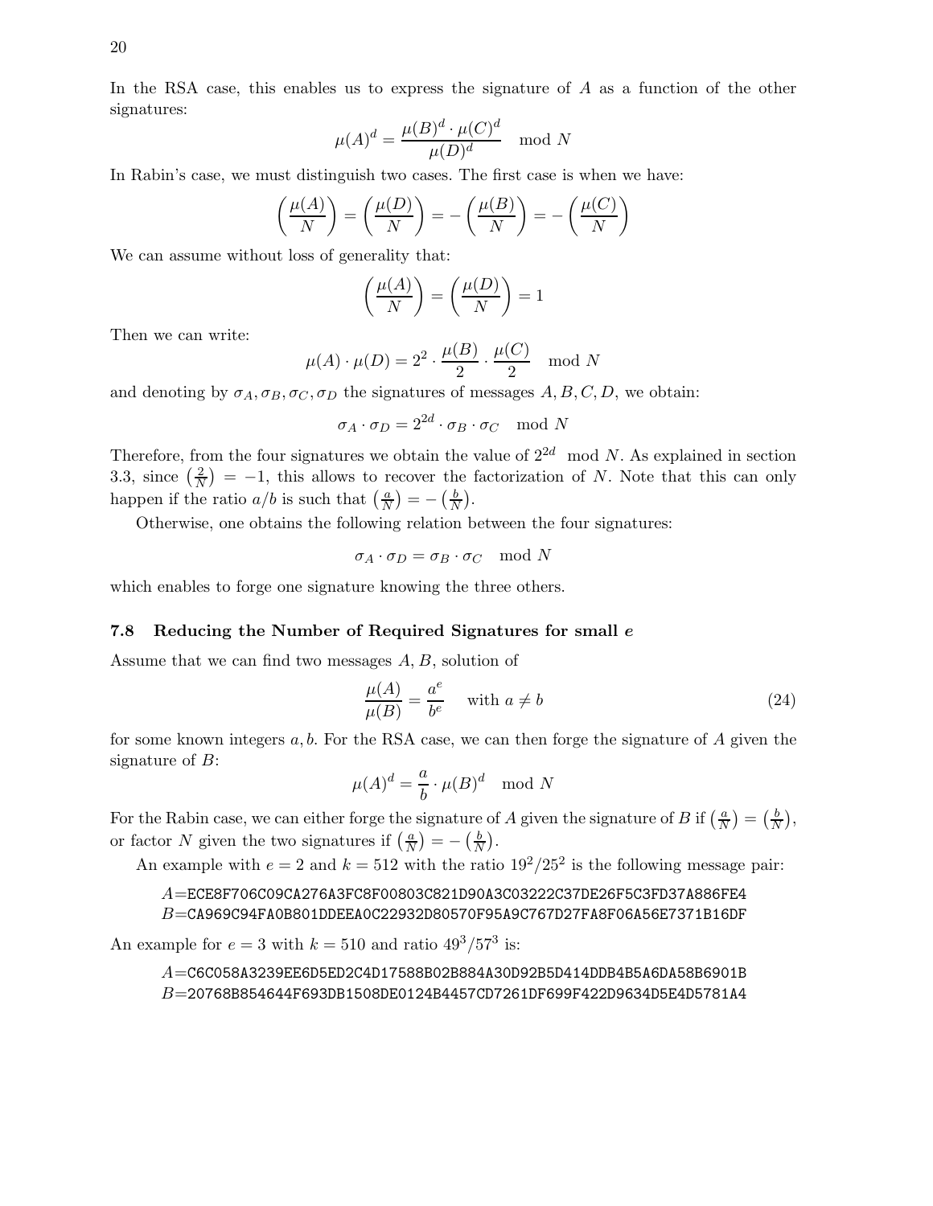In the RSA case, this enables us to express the signature of $A$ as a function of the other signatures:

$$\mu(A)^d = \frac{\mu(B)^d \cdot \mu(C)^d}{\mu(D)^d} \mod N$$

In Rabin's case, we must distinguish two cases. The first case is when we have:

$$\left(\frac{\mu(A)}{N}\right) = \left(\frac{\mu(D)}{N}\right) = -\left(\frac{\mu(B)}{N}\right) = -\left(\frac{\mu(C)}{N}\right)$$

We can assume without loss of generality that:

$$\left(\frac{\mu(A)}{N}\right) = \left(\frac{\mu(D)}{N}\right) = 1$$

Then we can write:

$$\mu(A) \cdot \mu(D) = 2^2 \cdot \frac{\mu(B)}{2} \cdot \frac{\mu(C)}{2} \mod N$$

and denoting by $\sigma_A, \sigma_B, \sigma_C, \sigma_D$ the signatures of messages $A, B, C, D$, we obtain:

$$\sigma_A \cdot \sigma_D = 2^{2d} \cdot \sigma_B \cdot \sigma_C \mod N$$

Therefore, from the four signatures we obtain the value of $2^{2d} \mod N$. As explained in section 3.3, since $\left(\frac{2}{N}\right) = -1$, this allows to recover the factorization of $N$. Note that this can only happen if the ratio $a/b$ is such that $\left(\frac{a}{N}\right) = -\left(\frac{b}{N}\right)$.

Otherwise, one obtains the following relation between the four signatures:

$$\sigma_A \cdot \sigma_D = \sigma_B \cdot \sigma_C \mod N$$

which enables to forge one signature knowing the three others.

### 7.8 Reducing the Number of Required Signatures for small $e$

Assume that we can find two messages $A, B$, solution of

$$\frac{\mu(A)}{\mu(B)} = \frac{a^e}{b^e} \quad \text{with } a \neq b \tag{24}$$

for some known integers $a, b$. For the RSA case, we can then forge the signature of $A$ given the signature of $B$:

$$\mu(A)^d = \frac{a}{b} \cdot \mu(B)^d \mod N$$

For the Rabin case, we can either forge the signature of $A$ given the signature of $B$ if $\left(\frac{a}{N}\right) = \left(\frac{b}{N}\right)$, or factor $N$ given the two signatures if $\left(\frac{a}{N}\right) = -\left(\frac{b}{N}\right)$.

An example with $e = 2$ and $k = 512$ with the ratio $19^2/25^2$ is the following message pair:

$A$=ECE8F706C09CA276A3FC8F00803C821D90A3C03222C37DE26F5C3FD37A886FE4
$B$=CA969C94FA0B801DDEEA0C22932D80570F95A9C767D27FA8F06A56E7371B16DF

An example for $e = 3$ with $k = 510$ and ratio $49^3/57^3$ is:

$A$=C6C058A3239EE6D5ED2C4D17588B02B884A30D92B5D414DDB4B5A6DA58B6901B
$B$=20768B854644F693DB1508DE0124B4457CD7261DF699F422D9634D5E4D5781A4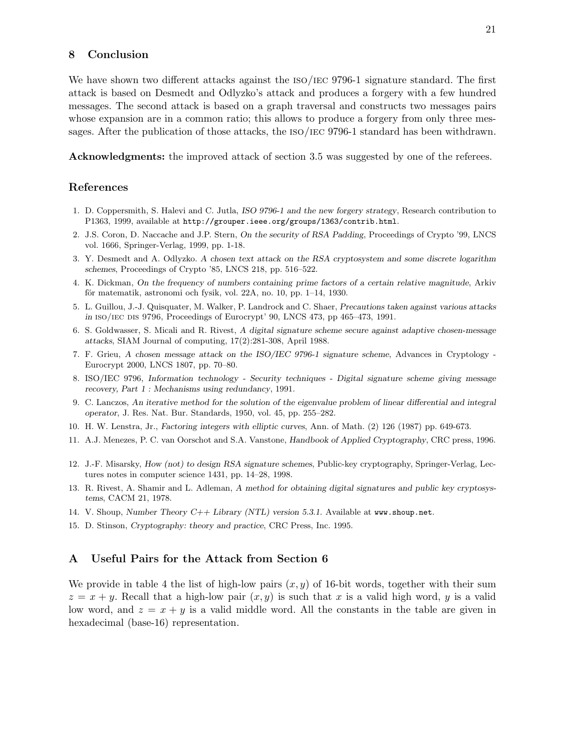## 8 Conclusion

We have shown two different attacks against the ISO/IEC 9796-1 signature standard. The first attack is based on Desmedt and Odlyzko's attack and produces a forgery with a few hundred messages. The second attack is based on a graph traversal and constructs two messages pairs whose expansion are in a common ratio; this allows to produce a forgery from only three messages. After the publication of those attacks, the ISO/IEC 9796-1 standard has been withdrawn.

**Acknowledgments:** the improved attack of section 3.5 was suggested by one of the referees.

## References

1. D. Coppersmith, S. Halevi and C. Jutla, *ISO 9796-1 and the new forgery strategy*, Research contribution to P1363, 1999, available at `http://grouper.ieee.org/groups/1363/contrib.html`.
2. J.S. Coron, D. Naccache and J.P. Stern, *On the security of RSA Padding*, Proceedings of Crypto '99, LNCS vol. 1666, Springer-Verlag, 1999, pp. 1-18.
3. Y. Desmedt and A. Odlyzko. *A chosen text attack on the RSA cryptosystem and some discrete logarithm schemes*, Proceedings of Crypto '85, LNCS 218, pp. 516–522.
4. K. Dickman, *On the frequency of numbers containing prime factors of a certain relative magnitude*, Arkiv för matematik, astronomi och fysik, vol. 22A, no. 10, pp. 1–14, 1930.
5. L. Guillou, J.-J. Quisquater, M. Walker, P. Landrock and C. Shaer, *Precautions taken against various attacks in ISO/IEC DIS 9796*, Proceedings of Eurocrypt' 90, LNCS 473, pp 465–473, 1991.
6. S. Goldwasser, S. Micali and R. Rivest, *A digital signature scheme secure against adaptive chosen-message attacks*, SIAM Journal of computing, 17(2):281-308, April 1988.
7. F. Grieu, *A chosen message attack on the ISO/IEC 9796-1 signature scheme*, Advances in Cryptology - Eurocrypt 2000, LNCS 1807, pp. 70–80.
8. ISO/IEC 9796, *Information technology - Security techniques - Digital signature scheme giving message recovery, Part 1 : Mechanisms using redundancy*, 1991.
9. C. Lanczos, *An iterative method for the solution of the eigenvalue problem of linear differential and integral operator*, J. Res. Nat. Bur. Standards, 1950, vol. 45, pp. 255–282.
10. H. W. Lenstra, Jr., *Factoring integers with elliptic curves*, Ann. of Math. (2) 126 (1987) pp. 649-673.
11. A.J. Menezes, P. C. van Oorschot and S.A. Vanstone, *Handbook of Applied Cryptography*, CRC press, 1996.
12. J.-F. Misarsky, *How (not) to design RSA signature schemes*, Public-key cryptography, Springer-Verlag, Lectures notes in computer science 1431, pp. 14–28, 1998.
13. R. Rivest, A. Shamir and L. Adleman, *A method for obtaining digital signatures and public key cryptosystems*, CACM 21, 1978.
14. V. Shoup, *Number Theory C++ Library (NTL) version 5.3.1*. Available at `www.shoup.net`.
15. D. Stinson, *Cryptography: theory and practice*, CRC Press, Inc. 1995.

## A Useful Pairs for the Attack from Section 6

We provide in table 4 the list of high-low pairs $(x, y)$ of 16-bit words, together with their sum $z = x + y$. Recall that a high-low pair $(x, y)$ is such that $x$ is a valid high word, $y$ is a valid low word, and $z = x + y$ is a valid middle word. All the constants in the table are given in hexadecimal (base-16) representation.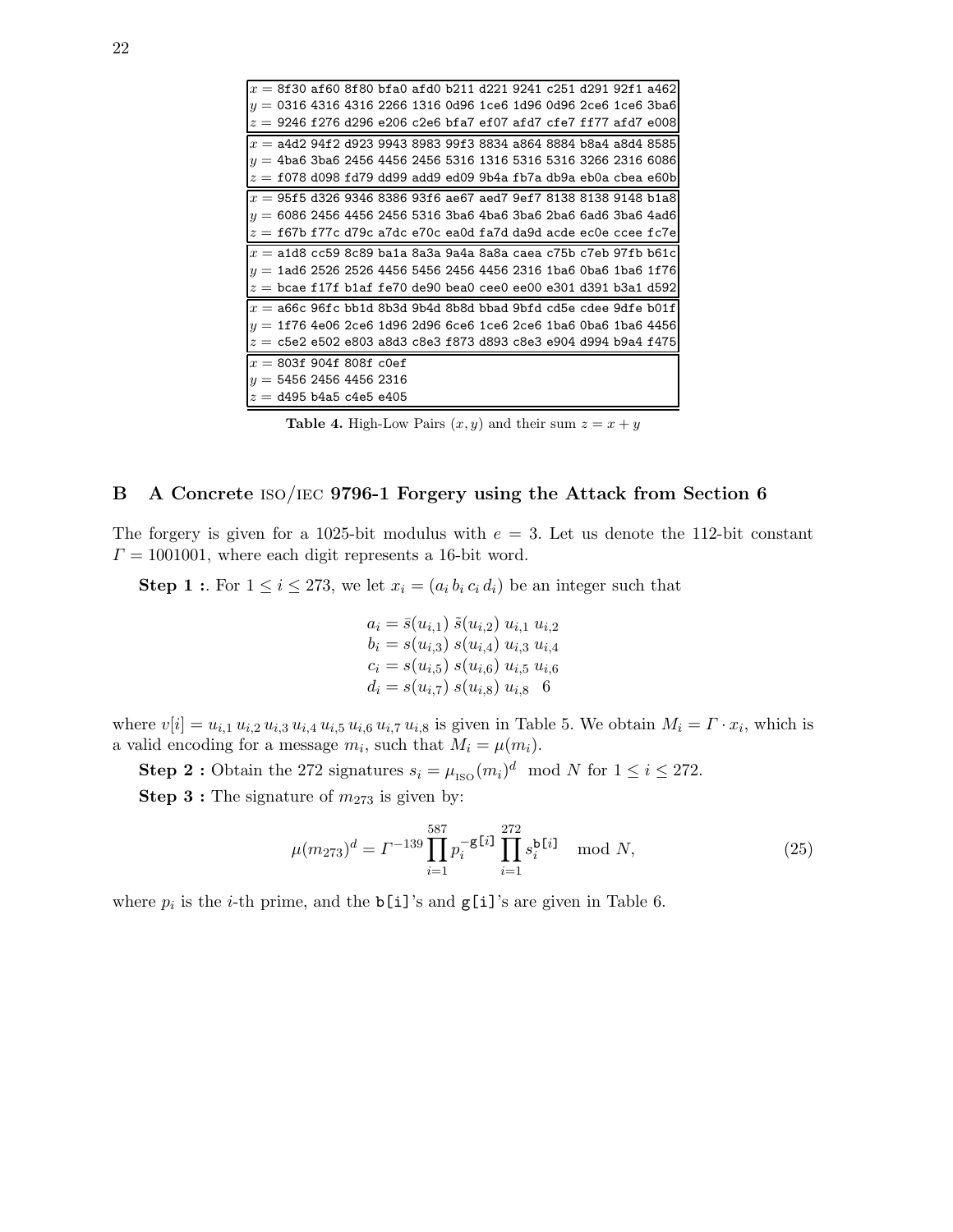| |
|---|
| $x =$ `8f30 af60 8f80 bfa0 afd0 b211 d221 9241 c251 d291 92f1 a462`<br>$y =$ `0316 4316 4316 2266 1316 0d96 1ce6 1d96 0d96 2ce6 1ce6 3ba6`<br>$z =$ `9246 f276 d296 e206 c2e6 bfa7 ef07 afd7 cfe7 ff77 afd7 e008` |
| $x =$ `a4d2 94f2 d923 9943 8983 99f3 8834 a864 8884 b8a4 a8d4 8585`<br>$y =$ `4ba6 3ba6 2456 4456 2456 5316 1316 5316 5316 3266 2316 6086`<br>$z =$ `f078 d098 fd79 dd99 add9 ed09 9b4a fb7a db9a eb0a cbea e60b` |
| $x =$ `95f5 d326 9346 8386 93f6 ae67 aed7 9ef7 8138 8138 9148 b1a8`<br>$y =$ `6086 2456 4456 2456 5316 3ba6 4ba6 3ba6 2ba6 6ad6 3ba6 4ad6`<br>$z =$ `f67b f77c d79c a7dc e70c ea0d fa7d da9d acde ec0e ccee fc7e` |
| $x =$ `a1d8 cc59 8c89 ba1a 8a3a 9a4a 8a8a caea c75b c7eb 97fb b61c`<br>$y =$ `1ad6 2526 2526 4456 5456 2456 4456 2316 1ba6 0ba6 1ba6 1f76`<br>$z =$ `bcae f17f b1af fe70 de90 bea0 cee0 ee00 e301 d391 b3a1 d592` |
| $x =$ `a66c 96fc bb1d 8b3d 9b4d 8b8d bbad 9bfd cd5e cdee 9dfe b01f`<br>$y =$ `1f76 4e06 2ce6 1d96 2d96 6ce6 1ce6 2ce6 1ba6 0ba6 1ba6 4456`<br>$z =$ `c5e2 e502 e803 a8d3 c8e3 f873 d893 c8e3 e904 d994 b9a4 f475` |
| $x =$ `803f 904f 808f c0ef`<br>$y =$ `5456 2456 4456 2316`<br>$z =$ `d495 b4a5 c4e5 e405` |

**Table 4.** High-Low Pairs $(x, y)$ and their sum $z = x + y$

## B A Concrete ISO/IEC 9796-1 Forgery using the Attack from Section 6

The forgery is given for a 1025-bit modulus with $e = 3$. Let us denote the 112-bit constant $\Gamma = 1001001$, where each digit represents a 16-bit word.

**Step 1 :**. For $1 \le i \le 273$, we let $x_i = (a_i\, b_i\, c_i\, d_i)$ be an integer such that

$$
\begin{aligned}
a_i &= \bar{s}(u_{i,1})\ \tilde{s}(u_{i,2})\ u_{i,1}\ u_{i,2}\\
b_i &= s(u_{i,3})\ s(u_{i,4})\ u_{i,3}\ u_{i,4}\\
c_i &= s(u_{i,5})\ s(u_{i,6})\ u_{i,5}\ u_{i,6}\\
d_i &= s(u_{i,7})\ s(u_{i,8})\ u_{i,8}\ \ 6
\end{aligned}
$$

where $v[i] = u_{i,1}\, u_{i,2}\, u_{i,3}\, u_{i,4}\, u_{i,5}\, u_{i,6}\, u_{i,7}\, u_{i,8}$ is given in Table 5. We obtain $M_i = \Gamma \cdot x_i$, which is a valid encoding for a message $m_i$, such that $M_i = \mu(m_i)$.

**Step 2 :** Obtain the 272 signatures $s_i = \mu_{\text{ISO}}(m_i)^d \mod N$ for $1 \le i \le 272$.

**Step 3 :** The signature of $m_{273}$ is given by:

$$
\mu(m_{273})^d = \Gamma^{-139} \prod_{i=1}^{587} p_i^{-\mathtt{g[}i\mathtt{]}} \prod_{i=1}^{272} s_i^{\mathtt{b[}i\mathtt{]}} \mod N, \tag{25}
$$

where $p_i$ is the $i$-th prime, and the `b[i]`'s and `g[i]`'s are given in Table 6.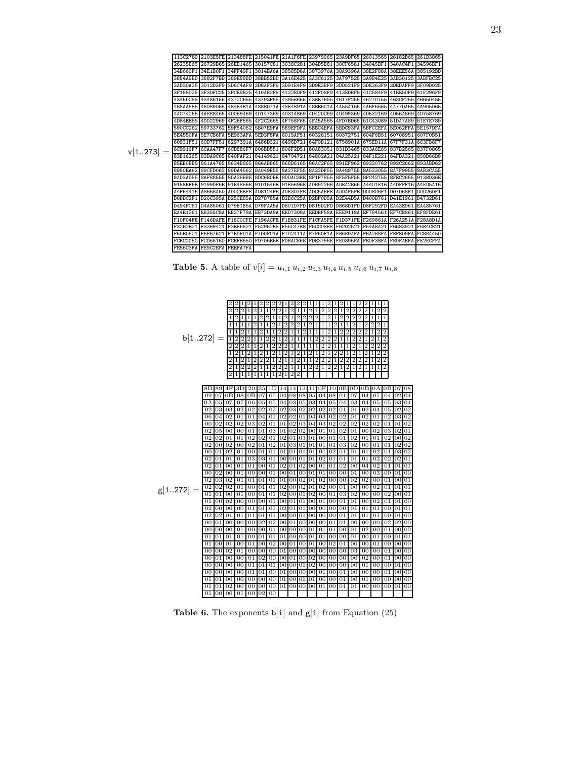$v[1..273] =$

| | | | | | | | | | |
|---|---|---|---|---|---|---|---|---|---|
| 113C2789 | 2103E5FE | 213488FE | 215041FE | 21A1F6FE | 23979965 | 23A9DF65 | 26013565 | 26182D65 | 261B3865 |
| 26235B65 | 26729D65 | 26EB1465 | 30157C81 | 3038C281 | 304D5B81 | 30CF6581 | 34045BF1 | 340AC4F1 | 34596BF1 |
| 34B660F1 | 34E1B0F1 | 34FF49F1 | 3814BA6A | 38585D6A | 3873976A | 38A9396A | 38E2F86A | 38EEE56A | 385192BD |
| 3854A9BD | 3882F7BD | 389E88BD | 38BB52BD | 3A16E425 | 3A3C6125 | 3A797525 | 3A9B4E25 | 3AB30125 | 3ABFBC25 |
| 3AD30A25 | 3D12D3F9 | 3D6C4AF9 | 3D8AF3F9 | 3D91E4F9 | 3D9E3BF9 | 3DD521F9 | 3DE363F9 | 3DEDAFF9 | 3F09D025 |
| 3F198D25 | 3F3DFC25 | 3FCE9B25 | 410AB2F9 | 4122BDF9 | 412F08F9 | 413EDBF9 | 41C584F9 | 41EE50F9 | 41F296F9 |
| 4345DC55 | 43486155 | 4372C655 | 43793F55 | 4385E655 | 43EE7B55 | 4617F255 | 4627D755 | 463CF255 | 4665D455 |
| 468AA555 | 46DB9055 | 484B4E1A | 488ED71A | 48E4B91A | 48EE6D1A | 4A55A165 | 4A6F6565 | 4A77DA65 | 4A905D65 |
| 4AC74265 | 4AEE8465 | 4D069469 | 4D147369 | 4D31AB69 | 4D420C69 | 4D499369 | 4D532169 | 4D56A869 | 4D758769 |
| 4D84EE69 | 4DD22969 | 4F2BF565 | 4F2C2665 | 4F758F65 | 4FA5A565 | 4FD7BD65 | 51C43089 | 51DA7A89 | 51E7E789 |
| 590CC262 | 59733762 | 59F54062 | 5B07E9FA | 5B9EFDFA | 5BBC4BFA | 5BDC93FA | 5BFCCEFA | 5E062FFA | 5E157DFA |
| 5E4550FA | 5E7CB6FA | 5E963AFA | 5ED3F8FA | 6015AF51 | 60326151 | 60372751 | 604F6B51 | 60708951 | 607F0B51 |
| 60931F51 | 60D7FF51 | 6297391A | 6486D321 | 6496D721 | 64F0D121 | 6758901A | 675ED11A | 67F7F31A | 6C3FB8F7 |
| 6C9916F7 | 6CAA47F7 | 6CD886F7 | 806BD551 | 806F2D51 | 80A83051 | 831D3465 | 833A6E65 | 837B2565 | 837F0865 |
| 83B16265 | 83DA9C65 | 840FAF21 | 84149621 | 84704721 | 84802A21 | 84A25A21 | 84F1E221 | 84FDA321 | 858D66B8 |
| 85EB0BB8 | 861A4765 | 8634B865 | 866AB865 | 868D6165 | 86AC2F65 | 891EF962 | 89220762 | 892C2662 | 893ABD62 |
| 8950EA62 | 89CFD062 | 89DA4562 | 8A049B55 | 8A27EF55 | 8A32DF55 | 8A489755 | 8A523055 | 8A7F9955 | 8AB3CA55 |
| 8AD3AD55 | 8AF88555 | 8DA35BBE | 8DC6B0BE | 8DDAC3BE | 8F1F7855 | 8F5F5F55 | 8FC42755 | 8FEC2655 | 913BD36E |
| 9158BF6E | 9199DF6E | 91B4856E | 91D1546E | 91E5696E | A0B92266 | A0BA2B66 | A4401E16 | A4DFFF16 | A4ED5A16 |
| A4F64416 | A8668A5D | AD0C6EFE | AD8124FE | ADB3D7FE | ADC5A6FE | ADDAF5FE | D00806F1 | D07D68F1 | D0D26DF1 |
| D0DDC2F1 | D20C395A | D25CE85A | D278785A | D2B6C25A | D2BF0D5A | D2E44D5A | D400B761 | D41E1961 | D4732D61 |
| D494FC61 | D4A85061 | D79B1B5A | D79FAA5A | D801D7FD | D815D2FD | D868D1FD | D8F292FD | EA43E961 | EA485761 |
| EA4E1261 | EB355C8A | EB37F78A | EB73DA8A | EED7308A | EEDBF58A | EEE9118A | EF784561 | EF7CB861 | EF8FDE61 |
| F10F04FE | F146DAFE | F18C0CFE | F196ACFE | F1B831FE | F1CFA5FE | F1D371FE | F269861A | F26A251A | F28A8D1A |
| F32E2E21 | F3369421 | F3EB6821 | F52952B8 | F55C47B8 | F5CC08B8 | F6202521 | F64ABA21 | F6683921 | F684CE21 |
| F6DE0521 | F6F67621 | F7BDBD1A | F7D0F01A | F7D2411A | F7F60F1A | FB6E9AFA | FBA2B8FA | FBF809FA | FC8BA450 |
| FCBC2050 | FCD65150 | FCEFE550 | FD705E6E | FDBACE6E | FDE3756E | FE0395FA | FE0F38FA | FE0FABFA | FE2ECFFA |
| FE56C3FA | FE9C2EFA | FEEFA7FA | | | | | | | |

**Table 5.** A table of $v[i] = u_{i,1}\, u_{i,2}\, u_{i,3}\, u_{i,4}\, u_{i,5}\, u_{i,6}\, u_{i,7}\, u_{i,8}$

$b[1..272] =$

| | | | | | | | | | | | | | | | | | | | | | | | | | |
|---|---|---|---|---|---|---|---|---|---|---|---|---|---|---|---|---|---|---|---|---|---|---|---|---|---|
| 2 | 2 | 1 | 2 | 1 | 2 | 2 | 2 | 2 | 1 | 2 | 2 | 2 | 1 | 1 | 1 | 2 | 1 | 1 | 2 | 1 | 2 | 2 | 1 | 1 | 1 |
| 2 | 2 | 2 | 1 | 2 | 1 | 1 | 2 | 2 | 1 | 2 | 1 | 1 | 2 | 1 | 2 | 2 | 2 | 1 | 2 | 2 | 2 | 2 | 1 | 2 | 2 |
| 1 | 2 | 1 | 1 | 1 | 2 | 2 | 1 | 1 | 2 | 1 | 2 | 2 | 2 | 2 | 1 | 2 | 1 | 2 | 2 | 2 | 2 | 2 | 1 | 1 | 1 |
| 1 | 1 | 1 | 1 | 2 | 1 | 1 | 2 | 1 | 2 | 2 | 2 | 1 | 2 | 1 | 1 | 1 | 2 | 1 | 1 | 2 | 1 | 2 | 2 | 2 | 1 |
| 1 | 1 | 2 | 1 | 1 | 2 | 1 | 1 | 2 | 2 | 1 | 1 | 2 | 1 | 1 | 1 | 1 | 2 | 1 | 2 | 2 | 2 | 2 | 1 | 2 | 2 |
| 1 | 2 | 2 | 2 | 1 | 1 | 2 | 2 | 1 | 2 | 1 | 1 | 1 | 1 | 2 | 2 | 2 | 2 | 1 | 1 | 2 | 2 | 1 | 2 | 1 | 2 |
| 2 | 2 | 1 | 1 | 2 | 1 | 2 | 2 | 2 | 1 | 1 | 1 | 1 | 1 | 2 | 2 | 1 | 1 | 1 | 2 | 1 | 2 | 2 | 2 | 2 | 2 |
| 1 | 2 | 1 | 2 | 1 | 2 | 1 | 2 | 1 | 2 | 1 | 2 | 1 | 2 | 1 | 2 | 1 | 2 | 2 | 1 | 2 | 1 | 2 | 1 | 2 | 2 |
| 2 | 1 | 2 | 1 | 2 | 2 | 2 | 1 | 2 | 1 | 1 | 2 | 1 | 1 | 2 | 2 | 2 | 1 | 2 | 2 | 2 | 2 | 2 | 1 | 2 | 2 |
| 2 | 1 | 2 | 2 | 2 | 1 | 1 | 2 | 2 | 2 | 1 | 1 | 1 | 2 | 2 | 1 | 2 | 2 | 1 | 2 | 1 | 2 | 1 | 1 | 1 | 2 |
| 2 | 1 | 1 | 1 | 1 | 1 | 1 | 1 | 2 | 1 | 2 | 2 | | | | | | | | | | | | | | |

$g[1..272] =$

| | | | | | | | | | | | | | | | | | | | |
|---|---|---|---|---|---|---|---|---|---|---|---|---|---|---|---|---|---|---|---|
| 8B | 89 | 4F | 3D | 20 | 25 | 1D | 14 | 14 | 13 | 11 | 0F | 10 | 0B | 0D | 0B | 0A | 0B | 07 | 08 |
| 09 | 07 | 0B | 08 | 0B | 07 | 05 | 04 | 08 | 08 | 05 | 04 | 08 | 01 | 07 | 04 | 07 | 04 | 02 | 04 |
| 0A | 05 | 07 | 07 | 06 | 05 | 05 | 04 | 03 | 05 | 03 | 04 | 05 | 04 | 03 | 04 | 05 | 05 | 03 | 04 |
| 02 | 03 | 03 | 02 | 02 | 02 | 02 | 02 | 03 | 02 | 02 | 02 | 02 | 01 | 01 | 02 | 04 | 05 | 02 | 02 |
| 06 | 04 | 02 | 01 | 01 | 04 | 01 | 02 | 02 | 01 | 04 | 03 | 02 | 02 | 01 | 02 | 01 | 02 | 03 | 02 |
| 00 | 02 | 02 | 02 | 03 | 02 | 01 | 01 | 02 | 03 | 04 | 03 | 02 | 02 | 02 | 02 | 02 | 01 | 01 | 02 |
| 02 | 05 | 00 | 00 | 01 | 01 | 03 | 01 | 02 | 02 | 00 | 01 | 01 | 02 | 01 | 00 | 02 | 03 | 02 | 01 |
| 02 | 02 | 01 | 01 | 02 | 02 | 01 | 02 | 01 | 03 | 01 | 00 | 01 | 01 | 02 | 01 | 01 | 02 | 00 | 02 |
| 02 | 00 | 02 | 00 | 02 | 01 | 02 | 01 | 03 | 01 | 01 | 01 | 01 | 03 | 02 | 00 | 01 | 01 | 02 | 02 |
| 00 | 01 | 02 | 01 | 00 | 01 | 01 | 01 | 01 | 01 | 01 | 01 | 02 | 01 | 01 | 01 | 02 | 01 | 03 | 02 |
| 02 | 01 | 01 | 01 | 03 | 03 | 01 | 00 | 00 | 01 | 01 | 02 | 01 | 01 | 01 | 01 | 02 | 02 | 02 | 01 |
| 02 | 01 | 00 | 01 | 01 | 00 | 01 | 02 | 01 | 02 | 00 | 01 | 01 | 02 | 00 | 04 | 02 | 01 | 01 | 01 |
| 00 | 02 | 00 | 01 | 00 | 00 | 01 | 00 | 01 | 00 | 01 | 01 | 00 | 00 | 01 | 00 | 03 | 00 | 01 | 00 |
| 02 | 03 | 02 | 01 | 01 | 01 | 01 | 01 | 00 | 02 | 01 | 02 | 00 | 00 | 02 | 02 | 00 | 01 | 00 | 01 |
| 02 | 02 | 02 | 01 | 00 | 01 | 01 | 02 | 00 | 02 | 01 | 02 | 00 | 01 | 00 | 00 | 02 | 01 | 01 | 01 |
| 01 | 01 | 00 | 01 | 00 | 01 | 01 | 02 | 00 | 01 | 02 | 00 | 01 | 03 | 02 | 00 | 00 | 02 | 00 | 01 |
| 01 | 00 | 02 | 00 | 00 | 00 | 01 | 00 | 01 | 01 | 00 | 01 | 00 | 01 | 01 | 00 | 02 | 01 | 01 | 00 |
| 02 | 00 | 00 | 00 | 01 | 01 | 01 | 02 | 01 | 01 | 00 | 00 | 00 | 00 | 01 | 01 | 01 | 00 | 01 | 01 |
| 02 | 02 | 01 | 01 | 01 | 01 | 01 | 00 | 00 | 01 | 00 | 00 | 00 | 01 | 01 | 01 | 01 | 00 | 01 | 00 |
| 00 | 01 | 00 | 00 | 00 | 02 | 02 | 00 | 01 | 00 | 00 | 00 | 01 | 01 | 00 | 00 | 00 | 02 | 02 | 00 |
| 00 | 00 | 00 | 01 | 00 | 00 | 01 | 00 | 00 | 00 | 01 | 01 | 01 | 00 | 01 | 02 | 00 | 01 | 00 | 00 |
| 01 | 01 | 01 | 01 | 00 | 01 | 01 | 01 | 00 | 00 | 01 | 01 | 00 | 00 | 01 | 00 | 01 | 00 | 01 | 01 |
| 01 | 00 | 01 | 00 | 01 | 00 | 02 | 00 | 01 | 00 | 01 | 00 | 02 | 01 | 00 | 00 | 01 | 00 | 00 | 00 |
| 00 | 00 | 02 | 01 | 00 | 00 | 00 | 01 | 00 | 00 | 00 | 00 | 00 | 00 | 03 | 00 | 00 | 01 | 00 | 00 |
| 00 | 01 | 00 | 00 | 01 | 02 | 00 | 00 | 01 | 00 | 02 | 00 | 00 | 00 | 00 | 02 | 00 | 01 | 00 | 00 |
| 00 | 00 | 00 | 00 | 01 | 01 | 01 | 00 | 00 | 01 | 02 | 00 | 00 | 00 | 00 | 01 | 00 | 00 | 01 | 00 |
| 00 | 00 | 00 | 00 | 01 | 01 | 00 | 01 | 00 | 00 | 00 | 01 | 00 | 01 | 00 | 00 | 00 | 01 | 00 | 00 |
| 01 | 01 | 00 | 00 | 00 | 00 | 00 | 01 | 00 | 01 | 01 | 00 | 00 | 01 | 00 | 01 | 00 | 00 | 00 | 00 |
| 01 | 01 | 02 | 00 | 00 | 00 | 00 | 01 | 00 | 00 | 00 | 01 | 00 | 01 | 01 | 00 | 00 | 00 | 01 | 00 |
| 01 | 00 | 00 | 01 | 00 | 02 | 00 | | | | | | | | | | | | | |

**Table 6.** The exponents b[i] and g[i] from Equation (25)